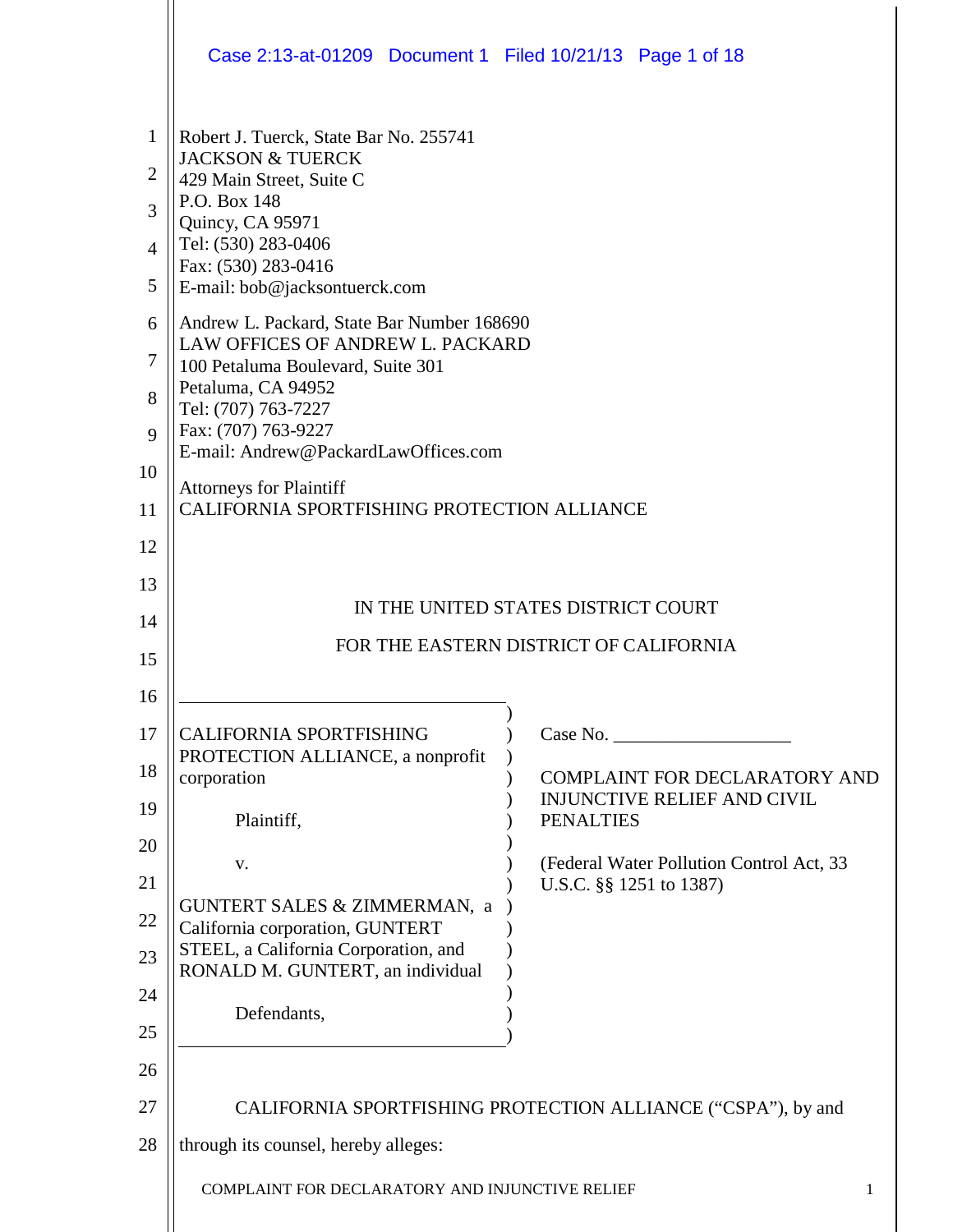Robert J. Tuerck, State Bar No. 255741
JACKSON & TUERCK
429 Main Street, Suite C
P.O. Box 148
Quincy, CA 95971
Tel: (530) 283-0406
Fax: (530) 283-0416
E-mail: bob@jacksontuerck.com

Andrew L. Packard, State Bar Number 168690
LAW OFFICES OF ANDREW L. PACKARD
100 Petaluma Boulevard, Suite 301
Petaluma, CA 94952
Tel: (707) 763-7227
Fax: (707) 763-9227
E-mail: Andrew@PackardLawOffices.com

Attorneys for Plaintiff
CALIFORNIA SPORTFISHING PROTECTION ALLIANCE

IN THE UNITED STATES DISTRICT COURT

FOR THE EASTERN DISTRICT OF CALIFORNIA

| | |
|---|---|
| CALIFORNIA SPORTFISHING PROTECTION ALLIANCE, a nonprofit corporation<br><br>Plaintiff,<br><br>v.<br><br>GUNTERT SALES & ZIMMERMAN, a California corporation, GUNTERT STEEL, a California Corporation, and RONALD M. GUNTERT, an individual<br><br>Defendants, | Case No. ___________________<br><br>COMPLAINT FOR DECLARATORY AND INJUNCTIVE RELIEF AND CIVIL PENALTIES<br><br>(Federal Water Pollution Control Act, 33 U.S.C. §§ 1251 to 1387) |

CALIFORNIA SPORTFISHING PROTECTION ALLIANCE ("CSPA"), by and through its counsel, hereby alleges: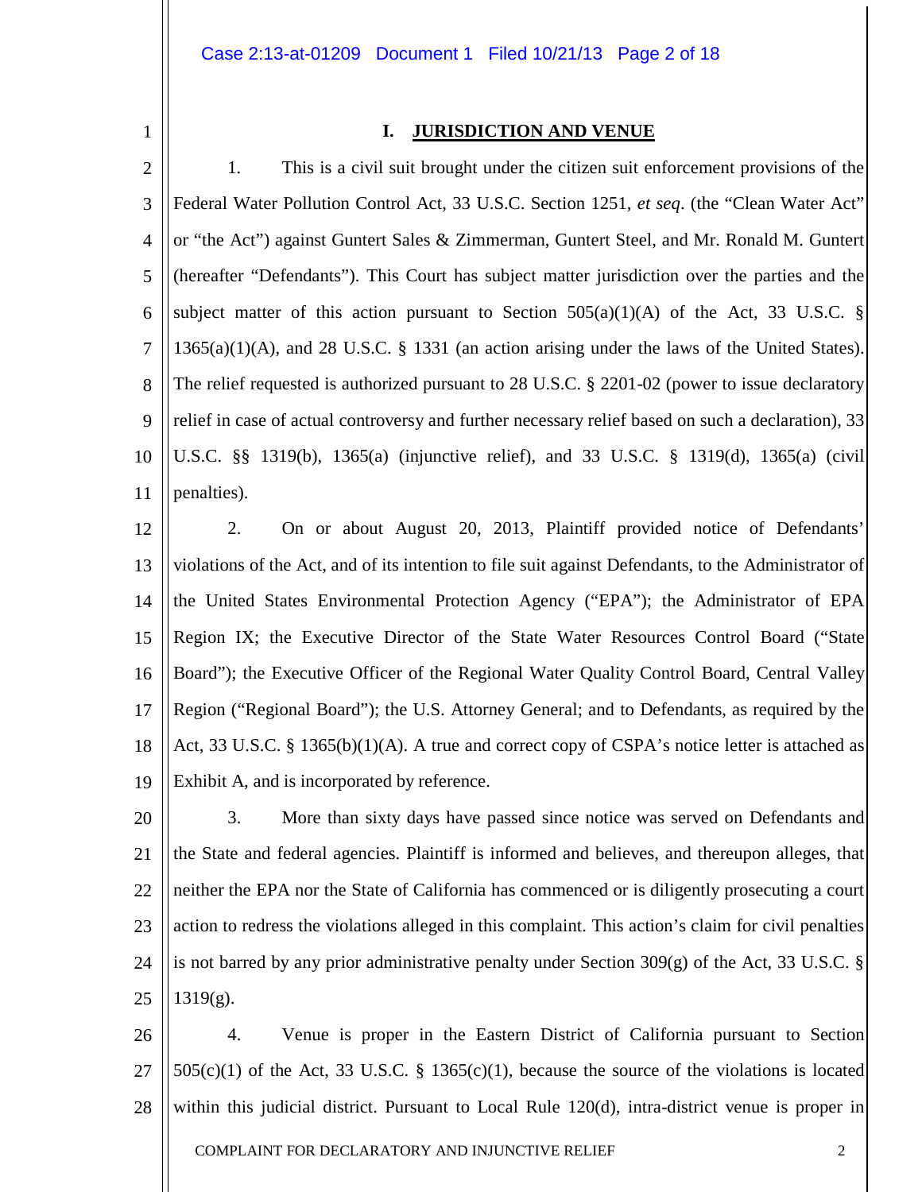## I. JURISDICTION AND VENUE

1. This is a civil suit brought under the citizen suit enforcement provisions of the Federal Water Pollution Control Act, 33 U.S.C. Section 1251, *et seq*. (the "Clean Water Act" or "the Act") against Guntert Sales & Zimmerman, Guntert Steel, and Mr. Ronald M. Guntert (hereafter "Defendants"). This Court has subject matter jurisdiction over the parties and the subject matter of this action pursuant to Section 505(a)(1)(A) of the Act, 33 U.S.C. § 1365(a)(1)(A), and 28 U.S.C. § 1331 (an action arising under the laws of the United States). The relief requested is authorized pursuant to 28 U.S.C. § 2201-02 (power to issue declaratory relief in case of actual controversy and further necessary relief based on such a declaration), 33 U.S.C. §§ 1319(b), 1365(a) (injunctive relief), and 33 U.S.C. § 1319(d), 1365(a) (civil penalties).

2. On or about August 20, 2013, Plaintiff provided notice of Defendants' violations of the Act, and of its intention to file suit against Defendants, to the Administrator of the United States Environmental Protection Agency ("EPA"); the Administrator of EPA Region IX; the Executive Director of the State Water Resources Control Board ("State Board"); the Executive Officer of the Regional Water Quality Control Board, Central Valley Region ("Regional Board"); the U.S. Attorney General; and to Defendants, as required by the Act, 33 U.S.C. § 1365(b)(1)(A). A true and correct copy of CSPA's notice letter is attached as Exhibit A, and is incorporated by reference.

3. More than sixty days have passed since notice was served on Defendants and the State and federal agencies. Plaintiff is informed and believes, and thereupon alleges, that neither the EPA nor the State of California has commenced or is diligently prosecuting a court action to redress the violations alleged in this complaint. This action's claim for civil penalties is not barred by any prior administrative penalty under Section 309(g) of the Act, 33 U.S.C. § 1319(g).

4. Venue is proper in the Eastern District of California pursuant to Section 505(c)(1) of the Act, 33 U.S.C. § 1365(c)(1), because the source of the violations is located within this judicial district. Pursuant to Local Rule 120(d), intra-district venue is proper in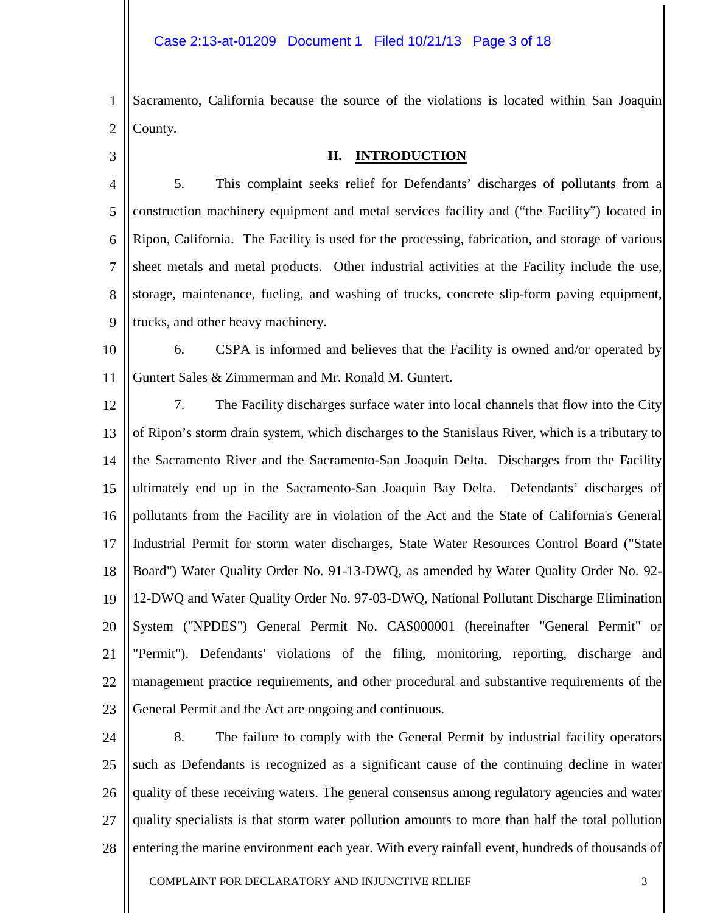Sacramento, California because the source of the violations is located within San Joaquin County.

## II. INTRODUCTION

5. This complaint seeks relief for Defendants' discharges of pollutants from a construction machinery equipment and metal services facility and ("the Facility") located in Ripon, California. The Facility is used for the processing, fabrication, and storage of various sheet metals and metal products. Other industrial activities at the Facility include the use, storage, maintenance, fueling, and washing of trucks, concrete slip-form paving equipment, trucks, and other heavy machinery.

6. CSPA is informed and believes that the Facility is owned and/or operated by Guntert Sales & Zimmerman and Mr. Ronald M. Guntert.

7. The Facility discharges surface water into local channels that flow into the City of Ripon's storm drain system, which discharges to the Stanislaus River, which is a tributary to the Sacramento River and the Sacramento-San Joaquin Delta. Discharges from the Facility ultimately end up in the Sacramento-San Joaquin Bay Delta. Defendants' discharges of pollutants from the Facility are in violation of the Act and the State of California's General Industrial Permit for storm water discharges, State Water Resources Control Board ("State Board") Water Quality Order No. 91-13-DWQ, as amended by Water Quality Order No. 92-12-DWQ and Water Quality Order No. 97-03-DWQ, National Pollutant Discharge Elimination System ("NPDES") General Permit No. CAS000001 (hereinafter "General Permit" or "Permit"). Defendants' violations of the filing, monitoring, reporting, discharge and management practice requirements, and other procedural and substantive requirements of the General Permit and the Act are ongoing and continuous.

8. The failure to comply with the General Permit by industrial facility operators such as Defendants is recognized as a significant cause of the continuing decline in water quality of these receiving waters. The general consensus among regulatory agencies and water quality specialists is that storm water pollution amounts to more than half the total pollution entering the marine environment each year. With every rainfall event, hundreds of thousands of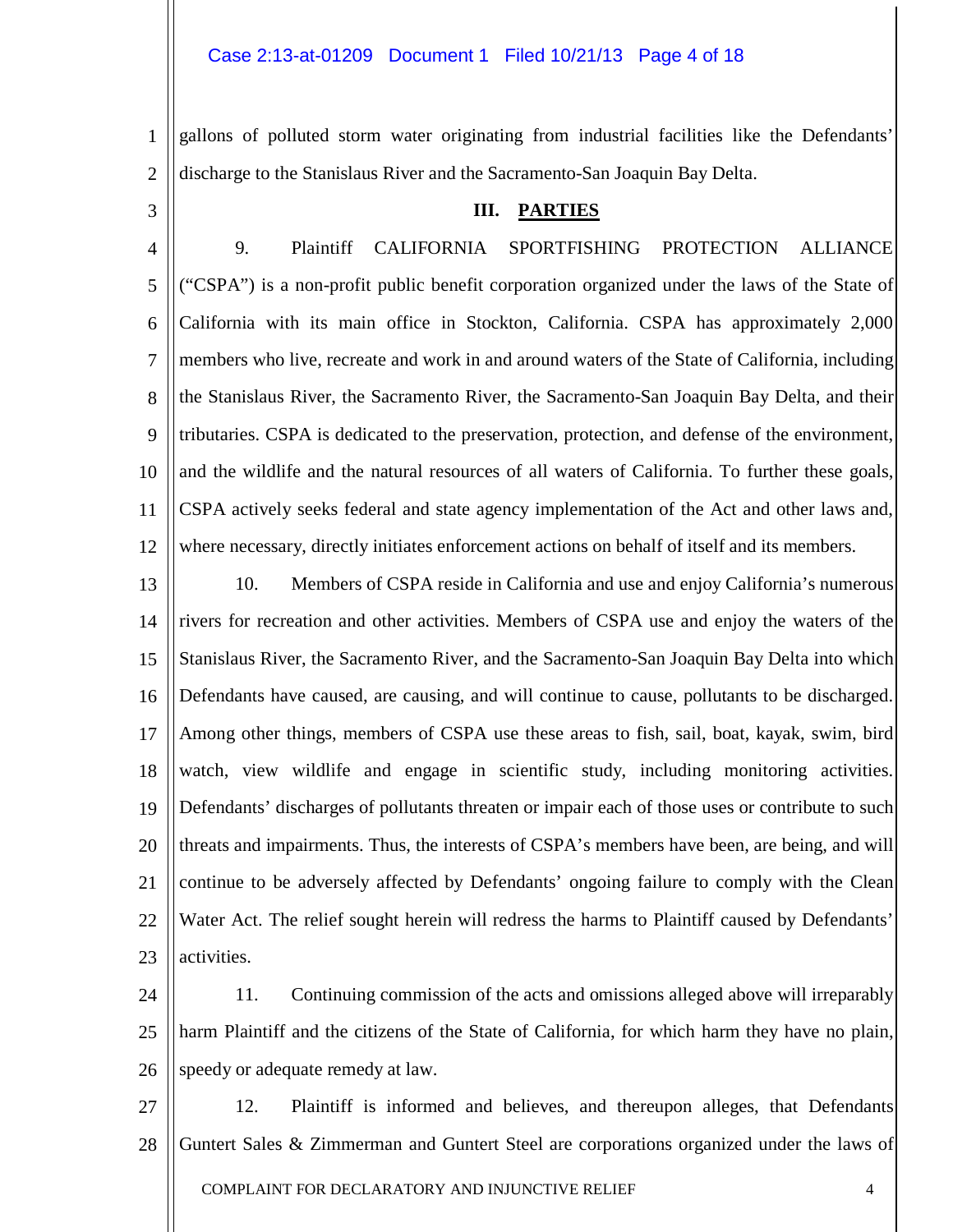gallons of polluted storm water originating from industrial facilities like the Defendants' discharge to the Stanislaus River and the Sacramento-San Joaquin Bay Delta.

## III. PARTIES

9. Plaintiff CALIFORNIA SPORTFISHING PROTECTION ALLIANCE ("CSPA") is a non-profit public benefit corporation organized under the laws of the State of California with its main office in Stockton, California. CSPA has approximately 2,000 members who live, recreate and work in and around waters of the State of California, including the Stanislaus River, the Sacramento River, the Sacramento-San Joaquin Bay Delta, and their tributaries. CSPA is dedicated to the preservation, protection, and defense of the environment, and the wildlife and the natural resources of all waters of California. To further these goals, CSPA actively seeks federal and state agency implementation of the Act and other laws and, where necessary, directly initiates enforcement actions on behalf of itself and its members.

10. Members of CSPA reside in California and use and enjoy California's numerous rivers for recreation and other activities. Members of CSPA use and enjoy the waters of the Stanislaus River, the Sacramento River, and the Sacramento-San Joaquin Bay Delta into which Defendants have caused, are causing, and will continue to cause, pollutants to be discharged. Among other things, members of CSPA use these areas to fish, sail, boat, kayak, swim, bird watch, view wildlife and engage in scientific study, including monitoring activities. Defendants' discharges of pollutants threaten or impair each of those uses or contribute to such threats and impairments. Thus, the interests of CSPA's members have been, are being, and will continue to be adversely affected by Defendants' ongoing failure to comply with the Clean Water Act. The relief sought herein will redress the harms to Plaintiff caused by Defendants' activities.

11. Continuing commission of the acts and omissions alleged above will irreparably harm Plaintiff and the citizens of the State of California, for which harm they have no plain, speedy or adequate remedy at law.

12. Plaintiff is informed and believes, and thereupon alleges, that Defendants Guntert Sales & Zimmerman and Guntert Steel are corporations organized under the laws of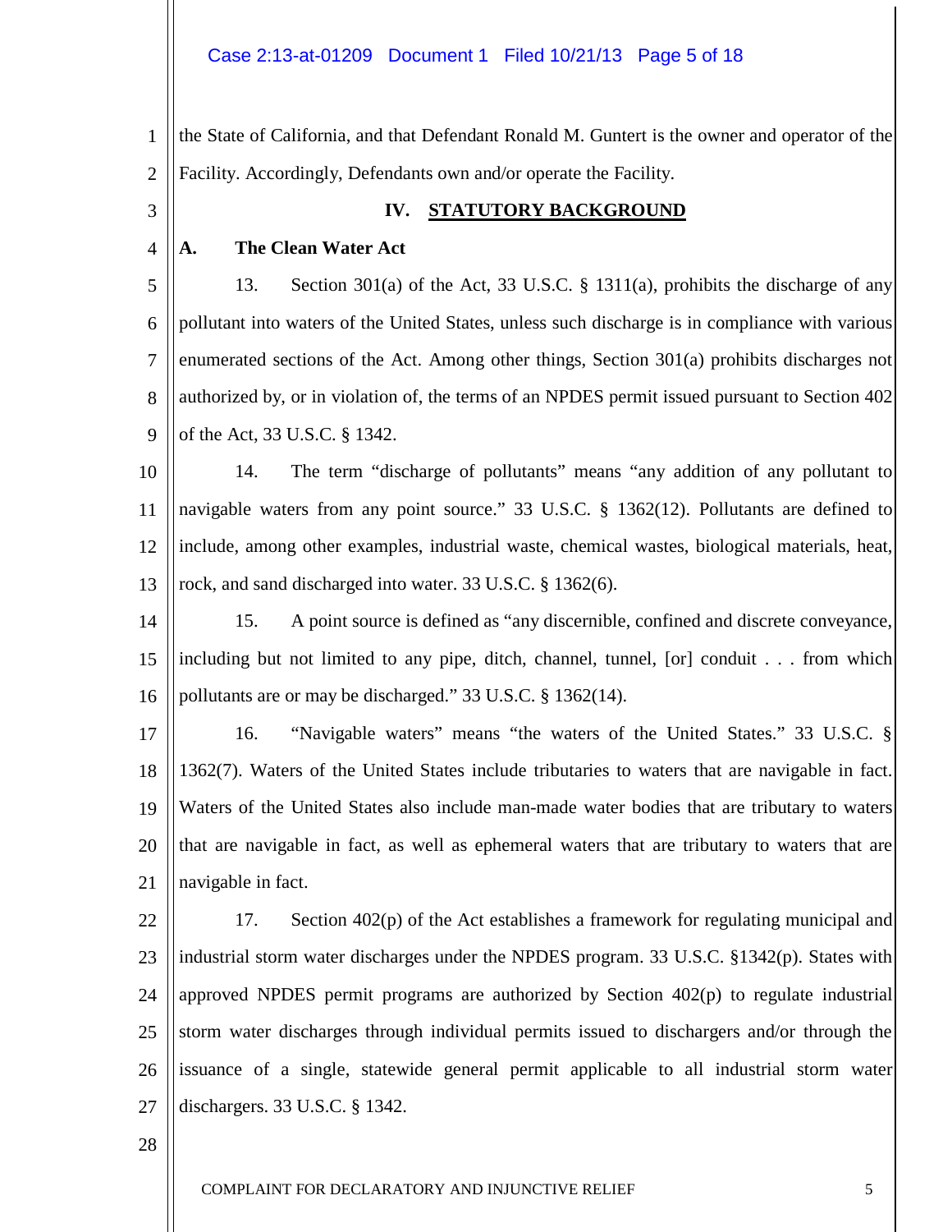the State of California, and that Defendant Ronald M. Guntert is the owner and operator of the Facility. Accordingly, Defendants own and/or operate the Facility.

## IV. STATUTORY BACKGROUND

### A. The Clean Water Act

13. Section 301(a) of the Act, 33 U.S.C. § 1311(a), prohibits the discharge of any pollutant into waters of the United States, unless such discharge is in compliance with various enumerated sections of the Act. Among other things, Section 301(a) prohibits discharges not authorized by, or in violation of, the terms of an NPDES permit issued pursuant to Section 402 of the Act, 33 U.S.C. § 1342.

14. The term "discharge of pollutants" means "any addition of any pollutant to navigable waters from any point source." 33 U.S.C. § 1362(12). Pollutants are defined to include, among other examples, industrial waste, chemical wastes, biological materials, heat, rock, and sand discharged into water. 33 U.S.C. § 1362(6).

15. A point source is defined as "any discernible, confined and discrete conveyance, including but not limited to any pipe, ditch, channel, tunnel, [or] conduit . . . from which pollutants are or may be discharged." 33 U.S.C. § 1362(14).

16. "Navigable waters" means "the waters of the United States." 33 U.S.C. § 1362(7). Waters of the United States include tributaries to waters that are navigable in fact. Waters of the United States also include man-made water bodies that are tributary to waters that are navigable in fact, as well as ephemeral waters that are tributary to waters that are navigable in fact.

17. Section 402(p) of the Act establishes a framework for regulating municipal and industrial storm water discharges under the NPDES program. 33 U.S.C. §1342(p). States with approved NPDES permit programs are authorized by Section 402(p) to regulate industrial storm water discharges through individual permits issued to dischargers and/or through the issuance of a single, statewide general permit applicable to all industrial storm water dischargers. 33 U.S.C. § 1342.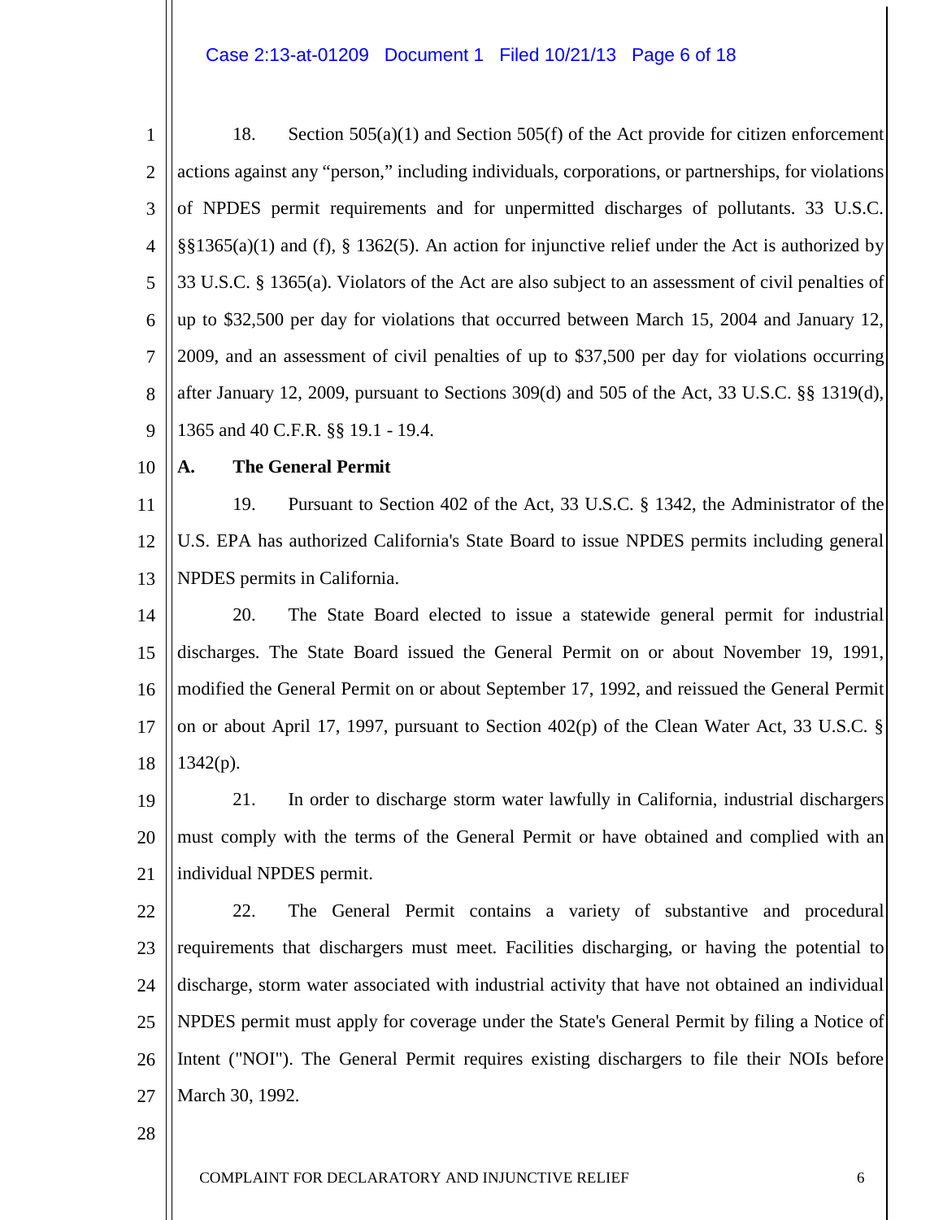18. Section 505(a)(1) and Section 505(f) of the Act provide for citizen enforcement actions against any "person," including individuals, corporations, or partnerships, for violations of NPDES permit requirements and for unpermitted discharges of pollutants. 33 U.S.C. §§1365(a)(1) and (f), § 1362(5). An action for injunctive relief under the Act is authorized by 33 U.S.C. § 1365(a). Violators of the Act are also subject to an assessment of civil penalties of up to $32,500 per day for violations that occurred between March 15, 2004 and January 12, 2009, and an assessment of civil penalties of up to $37,500 per day for violations occurring after January 12, 2009, pursuant to Sections 309(d) and 505 of the Act, 33 U.S.C. §§ 1319(d), 1365 and 40 C.F.R. §§ 19.1 - 19.4.

**A. The General Permit**

19. Pursuant to Section 402 of the Act, 33 U.S.C. § 1342, the Administrator of the U.S. EPA has authorized California's State Board to issue NPDES permits including general NPDES permits in California.

20. The State Board elected to issue a statewide general permit for industrial discharges. The State Board issued the General Permit on or about November 19, 1991, modified the General Permit on or about September 17, 1992, and reissued the General Permit on or about April 17, 1997, pursuant to Section 402(p) of the Clean Water Act, 33 U.S.C. § 1342(p).

21. In order to discharge storm water lawfully in California, industrial dischargers must comply with the terms of the General Permit or have obtained and complied with an individual NPDES permit.

22. The General Permit contains a variety of substantive and procedural requirements that dischargers must meet. Facilities discharging, or having the potential to discharge, storm water associated with industrial activity that have not obtained an individual NPDES permit must apply for coverage under the State's General Permit by filing a Notice of Intent ("NOI"). The General Permit requires existing dischargers to file their NOIs before March 30, 1992.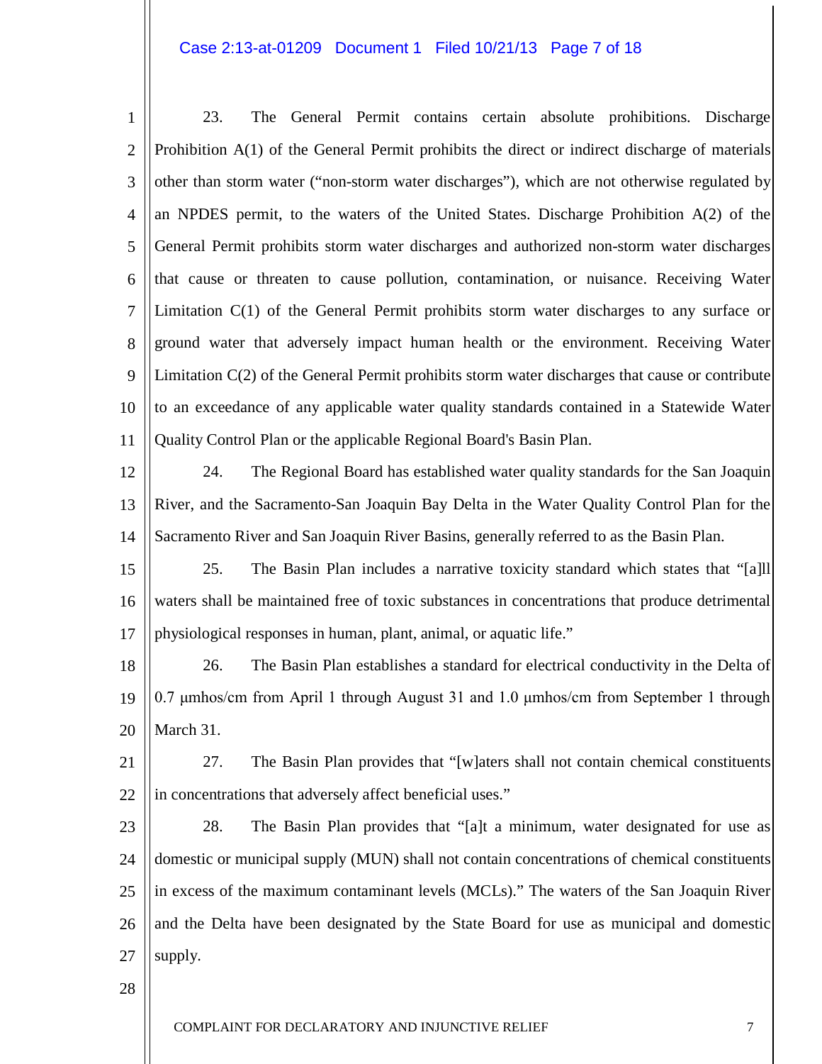23. The General Permit contains certain absolute prohibitions. Discharge Prohibition A(1) of the General Permit prohibits the direct or indirect discharge of materials other than storm water ("non-storm water discharges"), which are not otherwise regulated by an NPDES permit, to the waters of the United States. Discharge Prohibition A(2) of the General Permit prohibits storm water discharges and authorized non-storm water discharges that cause or threaten to cause pollution, contamination, or nuisance. Receiving Water Limitation C(1) of the General Permit prohibits storm water discharges to any surface or ground water that adversely impact human health or the environment. Receiving Water Limitation C(2) of the General Permit prohibits storm water discharges that cause or contribute to an exceedance of any applicable water quality standards contained in a Statewide Water Quality Control Plan or the applicable Regional Board's Basin Plan.

24. The Regional Board has established water quality standards for the San Joaquin River, and the Sacramento-San Joaquin Bay Delta in the Water Quality Control Plan for the Sacramento River and San Joaquin River Basins, generally referred to as the Basin Plan.

25. The Basin Plan includes a narrative toxicity standard which states that "[a]ll waters shall be maintained free of toxic substances in concentrations that produce detrimental physiological responses in human, plant, animal, or aquatic life."

26. The Basin Plan establishes a standard for electrical conductivity in the Delta of 0.7 μmhos/cm from April 1 through August 31 and 1.0 μmhos/cm from September 1 through March 31.

27. The Basin Plan provides that "[w]aters shall not contain chemical constituents in concentrations that adversely affect beneficial uses."

28. The Basin Plan provides that "[a]t a minimum, water designated for use as domestic or municipal supply (MUN) shall not contain concentrations of chemical constituents in excess of the maximum contaminant levels (MCLs)." The waters of the San Joaquin River and the Delta have been designated by the State Board for use as municipal and domestic supply.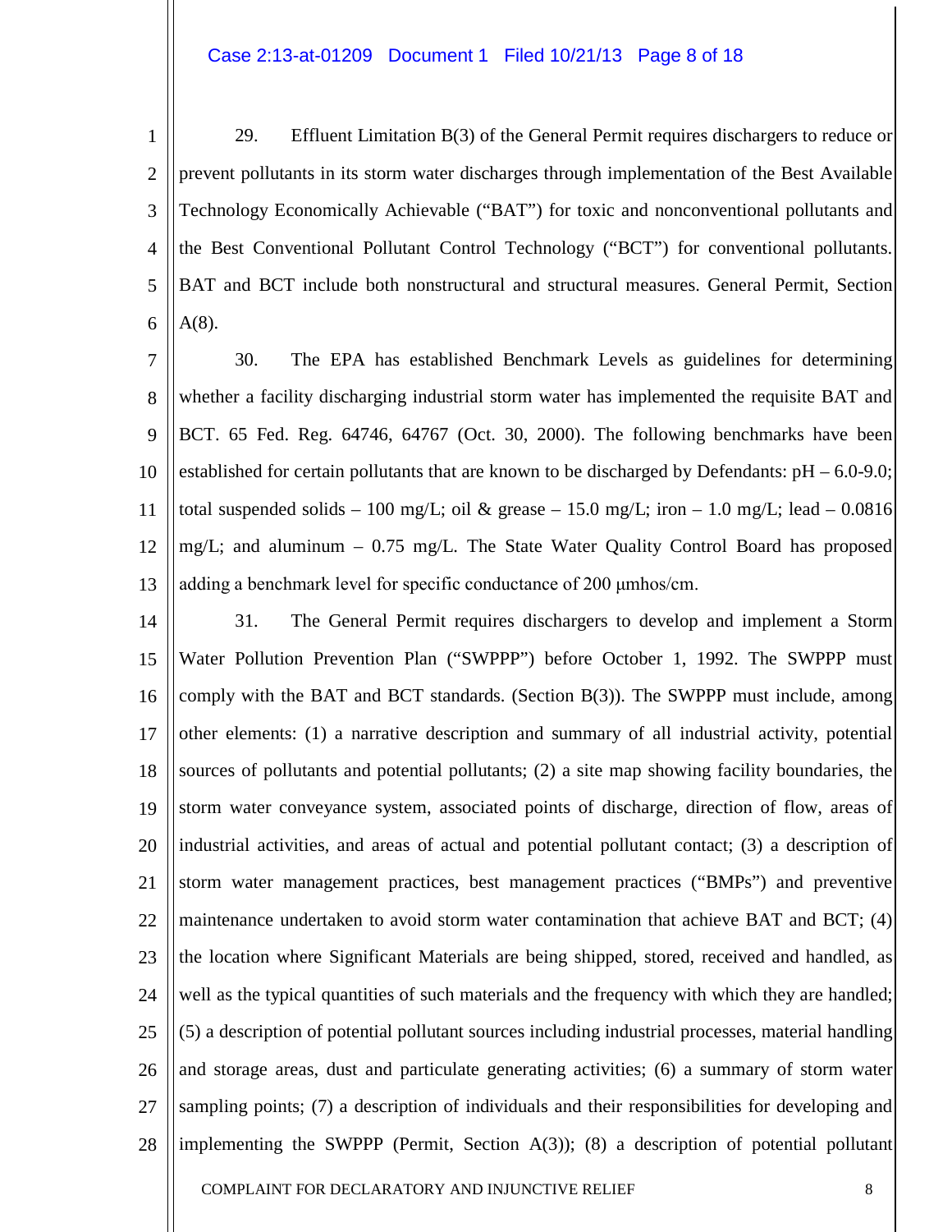29. Effluent Limitation B(3) of the General Permit requires dischargers to reduce or prevent pollutants in its storm water discharges through implementation of the Best Available Technology Economically Achievable ("BAT") for toxic and nonconventional pollutants and the Best Conventional Pollutant Control Technology ("BCT") for conventional pollutants. BAT and BCT include both nonstructural and structural measures. General Permit, Section A(8).

30. The EPA has established Benchmark Levels as guidelines for determining whether a facility discharging industrial storm water has implemented the requisite BAT and BCT. 65 Fed. Reg. 64746, 64767 (Oct. 30, 2000). The following benchmarks have been established for certain pollutants that are known to be discharged by Defendants: pH – 6.0-9.0; total suspended solids – 100 mg/L; oil & grease – 15.0 mg/L; iron – 1.0 mg/L; lead – 0.0816 mg/L; and aluminum – 0.75 mg/L. The State Water Quality Control Board has proposed adding a benchmark level for specific conductance of 200 μmhos/cm.

31. The General Permit requires dischargers to develop and implement a Storm Water Pollution Prevention Plan ("SWPPP") before October 1, 1992. The SWPPP must comply with the BAT and BCT standards. (Section B(3)). The SWPPP must include, among other elements: (1) a narrative description and summary of all industrial activity, potential sources of pollutants and potential pollutants; (2) a site map showing facility boundaries, the storm water conveyance system, associated points of discharge, direction of flow, areas of industrial activities, and areas of actual and potential pollutant contact; (3) a description of storm water management practices, best management practices ("BMPs") and preventive maintenance undertaken to avoid storm water contamination that achieve BAT and BCT; (4) the location where Significant Materials are being shipped, stored, received and handled, as well as the typical quantities of such materials and the frequency with which they are handled; (5) a description of potential pollutant sources including industrial processes, material handling and storage areas, dust and particulate generating activities; (6) a summary of storm water sampling points; (7) a description of individuals and their responsibilities for developing and implementing the SWPPP (Permit, Section A(3)); (8) a description of potential pollutant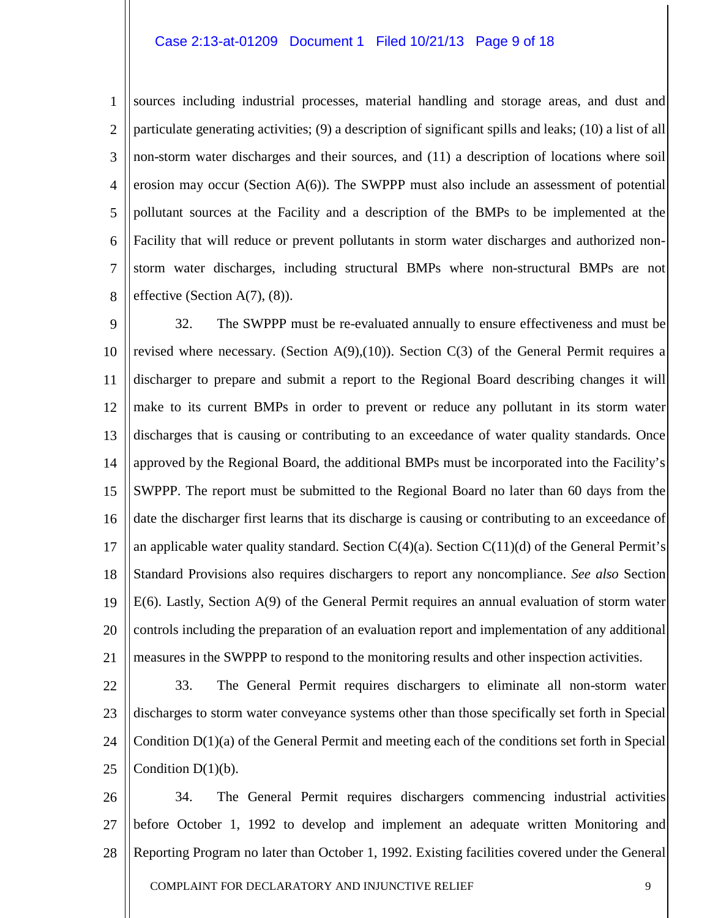sources including industrial processes, material handling and storage areas, and dust and particulate generating activities; (9) a description of significant spills and leaks; (10) a list of all non-storm water discharges and their sources, and (11) a description of locations where soil erosion may occur (Section A(6)). The SWPPP must also include an assessment of potential pollutant sources at the Facility and a description of the BMPs to be implemented at the Facility that will reduce or prevent pollutants in storm water discharges and authorized non-storm water discharges, including structural BMPs where non-structural BMPs are not effective (Section A(7), (8)).

32. The SWPPP must be re-evaluated annually to ensure effectiveness and must be revised where necessary. (Section A(9),(10)). Section C(3) of the General Permit requires a discharger to prepare and submit a report to the Regional Board describing changes it will make to its current BMPs in order to prevent or reduce any pollutant in its storm water discharges that is causing or contributing to an exceedance of water quality standards. Once approved by the Regional Board, the additional BMPs must be incorporated into the Facility's SWPPP. The report must be submitted to the Regional Board no later than 60 days from the date the discharger first learns that its discharge is causing or contributing to an exceedance of an applicable water quality standard. Section C(4)(a). Section C(11)(d) of the General Permit's Standard Provisions also requires dischargers to report any noncompliance. *See also* Section E(6). Lastly, Section A(9) of the General Permit requires an annual evaluation of storm water controls including the preparation of an evaluation report and implementation of any additional measures in the SWPPP to respond to the monitoring results and other inspection activities.

33. The General Permit requires dischargers to eliminate all non-storm water discharges to storm water conveyance systems other than those specifically set forth in Special Condition D(1)(a) of the General Permit and meeting each of the conditions set forth in Special Condition D(1)(b).

34. The General Permit requires dischargers commencing industrial activities before October 1, 1992 to develop and implement an adequate written Monitoring and Reporting Program no later than October 1, 1992. Existing facilities covered under the General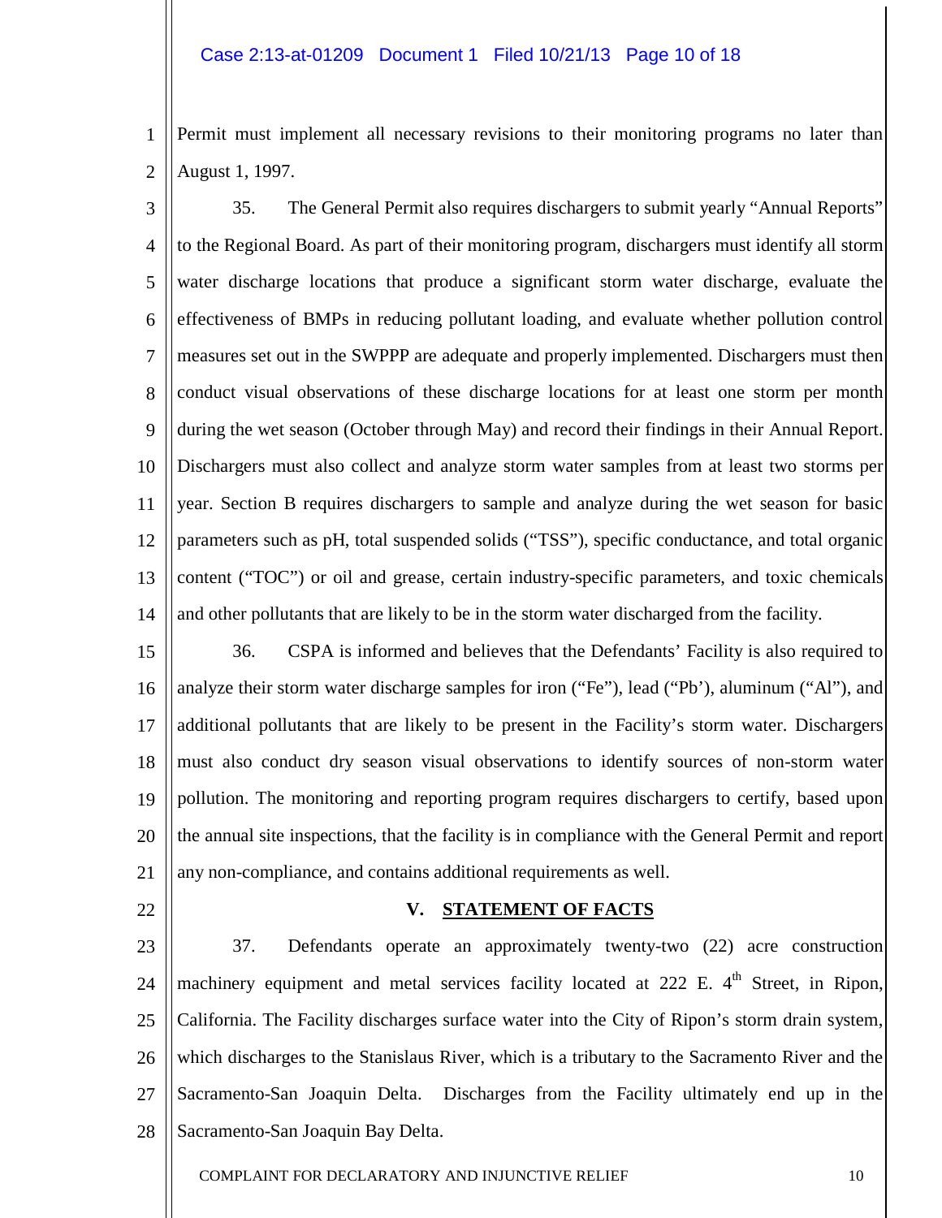Permit must implement all necessary revisions to their monitoring programs no later than August 1, 1997.

35. The General Permit also requires dischargers to submit yearly "Annual Reports" to the Regional Board. As part of their monitoring program, dischargers must identify all storm water discharge locations that produce a significant storm water discharge, evaluate the effectiveness of BMPs in reducing pollutant loading, and evaluate whether pollution control measures set out in the SWPPP are adequate and properly implemented. Dischargers must then conduct visual observations of these discharge locations for at least one storm per month during the wet season (October through May) and record their findings in their Annual Report. Dischargers must also collect and analyze storm water samples from at least two storms per year. Section B requires dischargers to sample and analyze during the wet season for basic parameters such as pH, total suspended solids ("TSS"), specific conductance, and total organic content ("TOC") or oil and grease, certain industry-specific parameters, and toxic chemicals and other pollutants that are likely to be in the storm water discharged from the facility.

36. CSPA is informed and believes that the Defendants' Facility is also required to analyze their storm water discharge samples for iron ("Fe"), lead ("Pb'), aluminum ("Al"), and additional pollutants that are likely to be present in the Facility's storm water. Dischargers must also conduct dry season visual observations to identify sources of non-storm water pollution. The monitoring and reporting program requires dischargers to certify, based upon the annual site inspections, that the facility is in compliance with the General Permit and report any non-compliance, and contains additional requirements as well.

## V. STATEMENT OF FACTS

37. Defendants operate an approximately twenty-two (22) acre construction machinery equipment and metal services facility located at 222 E. 4th Street, in Ripon, California. The Facility discharges surface water into the City of Ripon's storm drain system, which discharges to the Stanislaus River, which is a tributary to the Sacramento River and the Sacramento-San Joaquin Delta. Discharges from the Facility ultimately end up in the Sacramento-San Joaquin Bay Delta.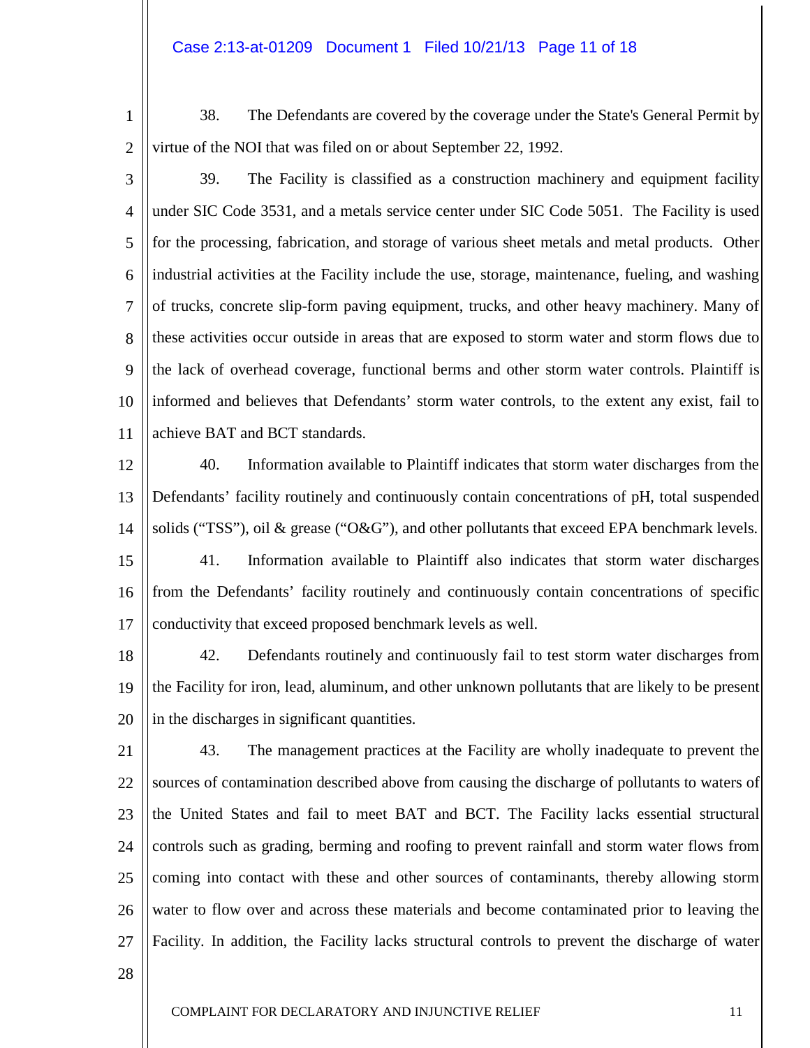38. The Defendants are covered by the coverage under the State's General Permit by virtue of the NOI that was filed on or about September 22, 1992.

39. The Facility is classified as a construction machinery and equipment facility under SIC Code 3531, and a metals service center under SIC Code 5051. The Facility is used for the processing, fabrication, and storage of various sheet metals and metal products. Other industrial activities at the Facility include the use, storage, maintenance, fueling, and washing of trucks, concrete slip-form paving equipment, trucks, and other heavy machinery. Many of these activities occur outside in areas that are exposed to storm water and storm flows due to the lack of overhead coverage, functional berms and other storm water controls. Plaintiff is informed and believes that Defendants' storm water controls, to the extent any exist, fail to achieve BAT and BCT standards.

40. Information available to Plaintiff indicates that storm water discharges from the Defendants' facility routinely and continuously contain concentrations of pH, total suspended solids ("TSS"), oil & grease ("O&G"), and other pollutants that exceed EPA benchmark levels.

41. Information available to Plaintiff also indicates that storm water discharges from the Defendants' facility routinely and continuously contain concentrations of specific conductivity that exceed proposed benchmark levels as well.

42. Defendants routinely and continuously fail to test storm water discharges from the Facility for iron, lead, aluminum, and other unknown pollutants that are likely to be present in the discharges in significant quantities.

43. The management practices at the Facility are wholly inadequate to prevent the sources of contamination described above from causing the discharge of pollutants to waters of the United States and fail to meet BAT and BCT. The Facility lacks essential structural controls such as grading, berming and roofing to prevent rainfall and storm water flows from coming into contact with these and other sources of contaminants, thereby allowing storm water to flow over and across these materials and become contaminated prior to leaving the Facility. In addition, the Facility lacks structural controls to prevent the discharge of water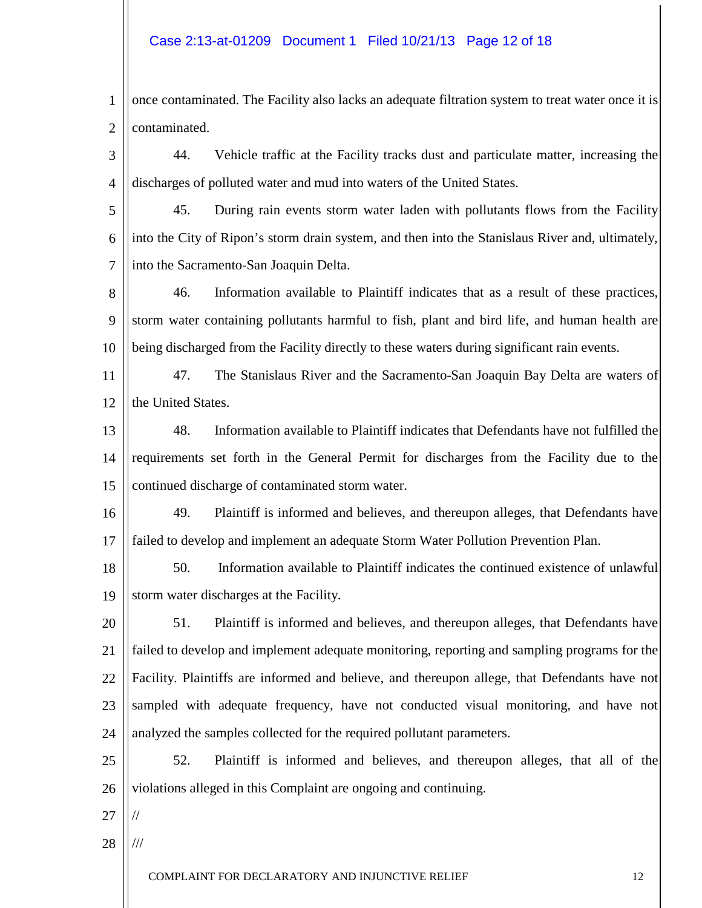once contaminated. The Facility also lacks an adequate filtration system to treat water once it is contaminated.

44. Vehicle traffic at the Facility tracks dust and particulate matter, increasing the discharges of polluted water and mud into waters of the United States.

45. During rain events storm water laden with pollutants flows from the Facility into the City of Ripon's storm drain system, and then into the Stanislaus River and, ultimately, into the Sacramento-San Joaquin Delta.

46. Information available to Plaintiff indicates that as a result of these practices, storm water containing pollutants harmful to fish, plant and bird life, and human health are being discharged from the Facility directly to these waters during significant rain events.

47. The Stanislaus River and the Sacramento-San Joaquin Bay Delta are waters of the United States.

48. Information available to Plaintiff indicates that Defendants have not fulfilled the requirements set forth in the General Permit for discharges from the Facility due to the continued discharge of contaminated storm water.

49. Plaintiff is informed and believes, and thereupon alleges, that Defendants have failed to develop and implement an adequate Storm Water Pollution Prevention Plan.

50. Information available to Plaintiff indicates the continued existence of unlawful storm water discharges at the Facility.

51. Plaintiff is informed and believes, and thereupon alleges, that Defendants have failed to develop and implement adequate monitoring, reporting and sampling programs for the Facility. Plaintiffs are informed and believe, and thereupon allege, that Defendants have not sampled with adequate frequency, have not conducted visual monitoring, and have not analyzed the samples collected for the required pollutant parameters.

52. Plaintiff is informed and believes, and thereupon alleges, that all of the violations alleged in this Complaint are ongoing and continuing.

//

///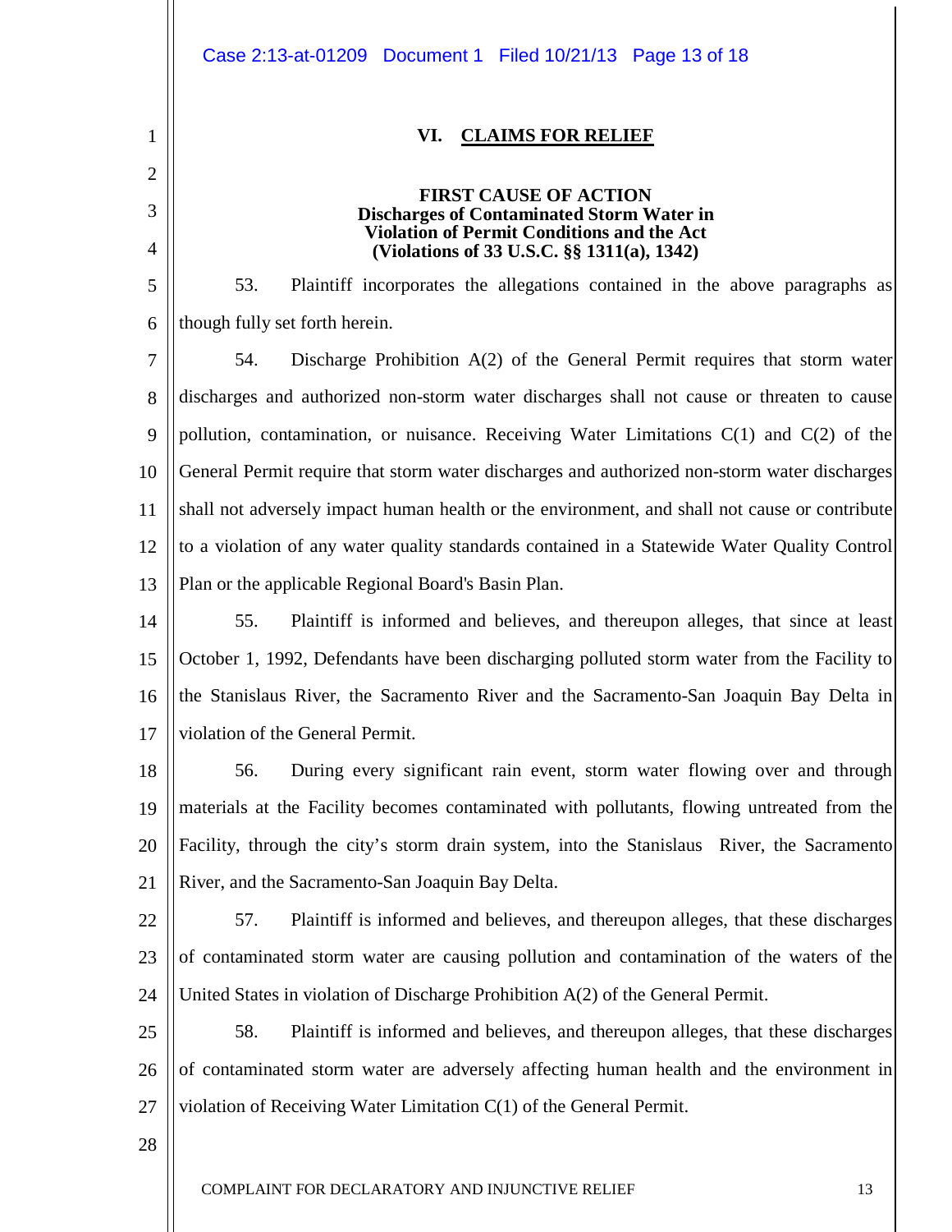## VI. CLAIMS FOR RELIEF

### FIRST CAUSE OF ACTION
**Discharges of Contaminated Storm Water in Violation of Permit Conditions and the Act (Violations of 33 U.S.C. §§ 1311(a), 1342)**

53. Plaintiff incorporates the allegations contained in the above paragraphs as though fully set forth herein.

54. Discharge Prohibition A(2) of the General Permit requires that storm water discharges and authorized non-storm water discharges shall not cause or threaten to cause pollution, contamination, or nuisance. Receiving Water Limitations C(1) and C(2) of the General Permit require that storm water discharges and authorized non-storm water discharges shall not adversely impact human health or the environment, and shall not cause or contribute to a violation of any water quality standards contained in a Statewide Water Quality Control Plan or the applicable Regional Board's Basin Plan.

55. Plaintiff is informed and believes, and thereupon alleges, that since at least October 1, 1992, Defendants have been discharging polluted storm water from the Facility to the Stanislaus River, the Sacramento River and the Sacramento-San Joaquin Bay Delta in violation of the General Permit.

56. During every significant rain event, storm water flowing over and through materials at the Facility becomes contaminated with pollutants, flowing untreated from the Facility, through the city's storm drain system, into the Stanislaus River, the Sacramento River, and the Sacramento-San Joaquin Bay Delta.

57. Plaintiff is informed and believes, and thereupon alleges, that these discharges of contaminated storm water are causing pollution and contamination of the waters of the United States in violation of Discharge Prohibition A(2) of the General Permit.

58. Plaintiff is informed and believes, and thereupon alleges, that these discharges of contaminated storm water are adversely affecting human health and the environment in violation of Receiving Water Limitation C(1) of the General Permit.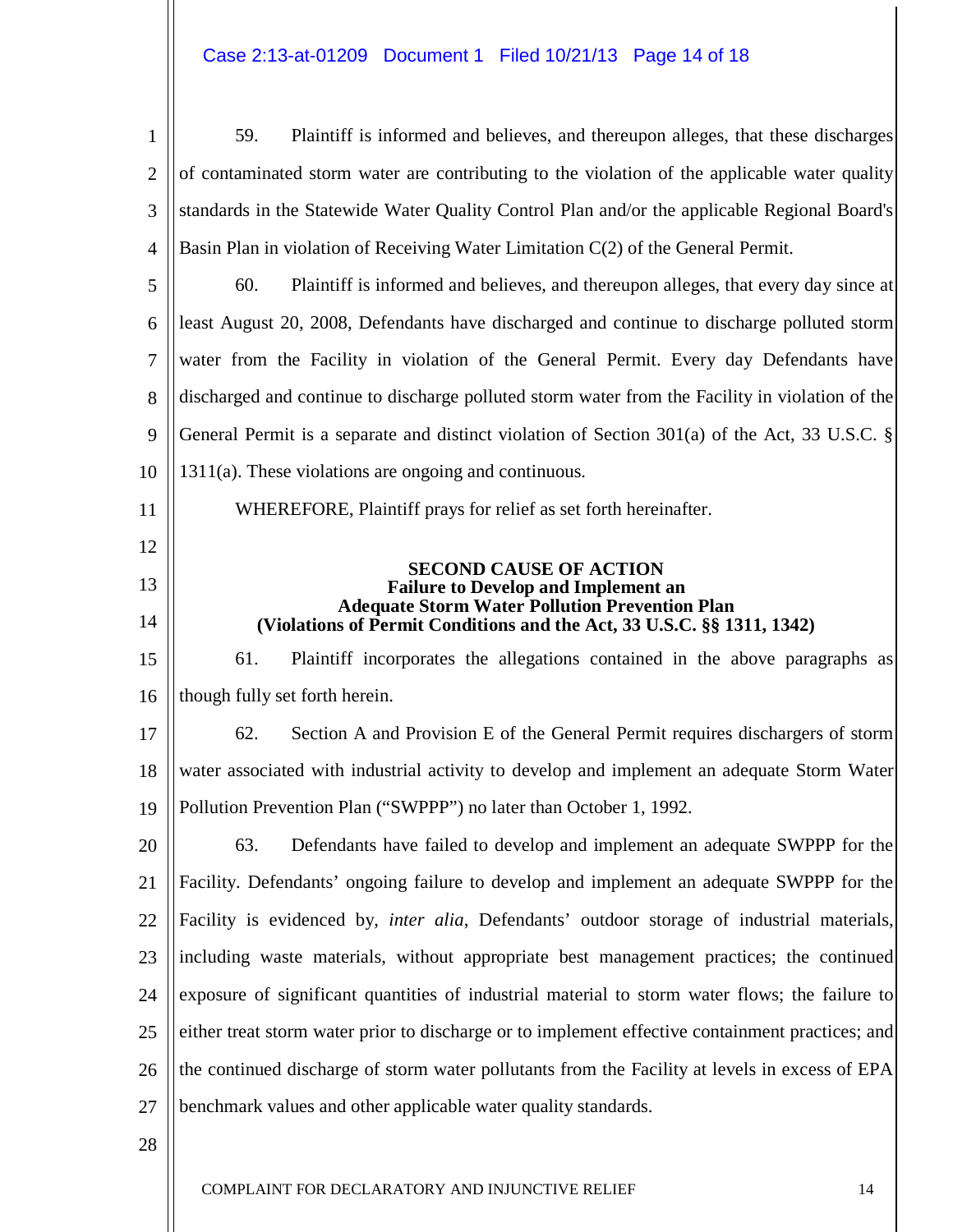59. Plaintiff is informed and believes, and thereupon alleges, that these discharges of contaminated storm water are contributing to the violation of the applicable water quality standards in the Statewide Water Quality Control Plan and/or the applicable Regional Board's Basin Plan in violation of Receiving Water Limitation C(2) of the General Permit.

60. Plaintiff is informed and believes, and thereupon alleges, that every day since at least August 20, 2008, Defendants have discharged and continue to discharge polluted storm water from the Facility in violation of the General Permit. Every day Defendants have discharged and continue to discharge polluted storm water from the Facility in violation of the General Permit is a separate and distinct violation of Section 301(a) of the Act, 33 U.S.C. § 1311(a). These violations are ongoing and continuous.

WHEREFORE, Plaintiff prays for relief as set forth hereinafter.

**SECOND CAUSE OF ACTION**
**Failure to Develop and Implement an**
**Adequate Storm Water Pollution Prevention Plan**
**(Violations of Permit Conditions and the Act, 33 U.S.C. §§ 1311, 1342)**

61. Plaintiff incorporates the allegations contained in the above paragraphs as though fully set forth herein.

62. Section A and Provision E of the General Permit requires dischargers of storm water associated with industrial activity to develop and implement an adequate Storm Water Pollution Prevention Plan ("SWPPP") no later than October 1, 1992.

63. Defendants have failed to develop and implement an adequate SWPPP for the Facility. Defendants' ongoing failure to develop and implement an adequate SWPPP for the Facility is evidenced by, *inter alia*, Defendants' outdoor storage of industrial materials, including waste materials, without appropriate best management practices; the continued exposure of significant quantities of industrial material to storm water flows; the failure to either treat storm water prior to discharge or to implement effective containment practices; and the continued discharge of storm water pollutants from the Facility at levels in excess of EPA benchmark values and other applicable water quality standards.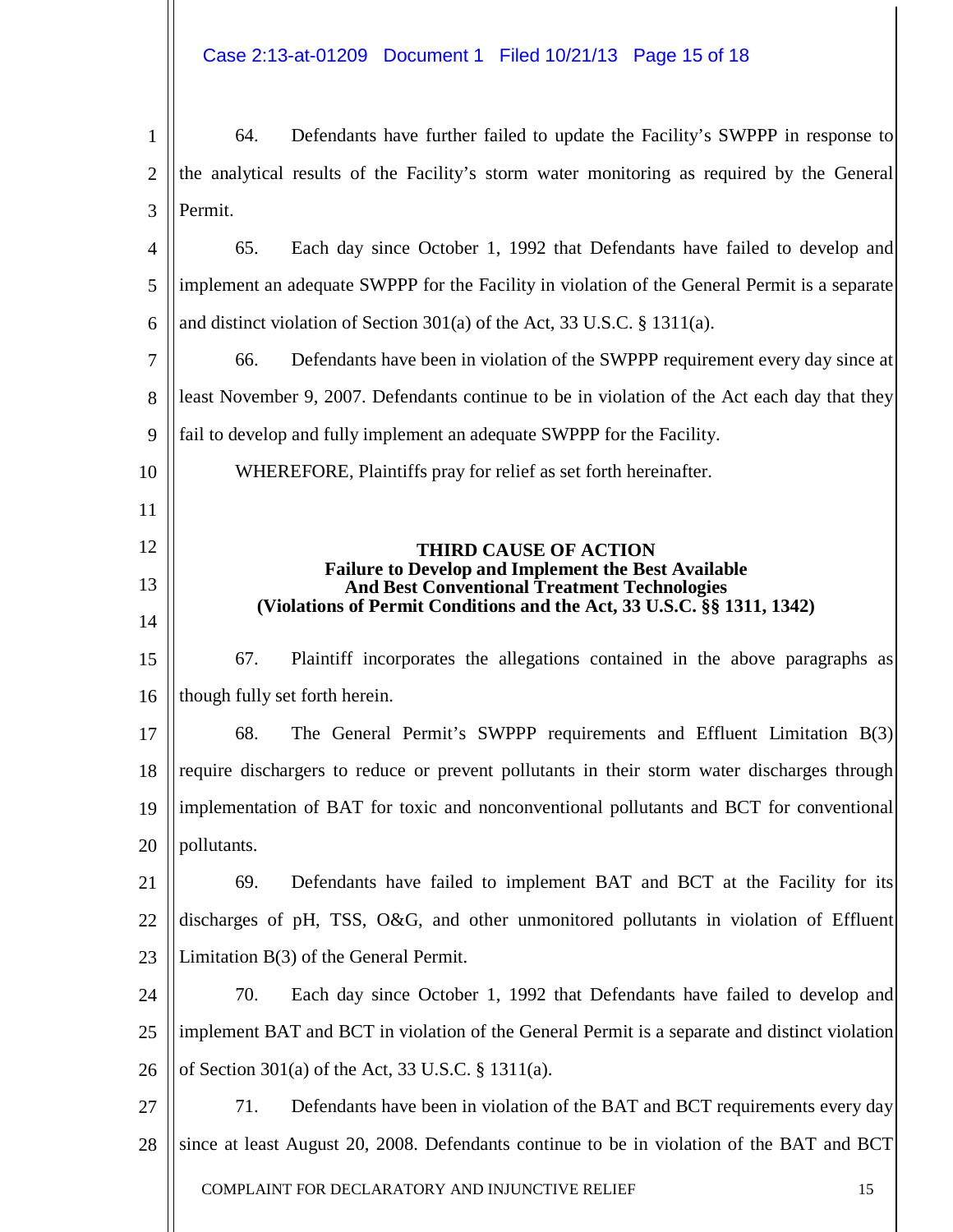64. Defendants have further failed to update the Facility's SWPPP in response to the analytical results of the Facility's storm water monitoring as required by the General Permit.

65. Each day since October 1, 1992 that Defendants have failed to develop and implement an adequate SWPPP for the Facility in violation of the General Permit is a separate and distinct violation of Section 301(a) of the Act, 33 U.S.C. § 1311(a).

66. Defendants have been in violation of the SWPPP requirement every day since at least November 9, 2007. Defendants continue to be in violation of the Act each day that they fail to develop and fully implement an adequate SWPPP for the Facility.

WHEREFORE, Plaintiffs pray for relief as set forth hereinafter.

**THIRD CAUSE OF ACTION**
**Failure to Develop and Implement the Best Available And Best Conventional Treatment Technologies**
**(Violations of Permit Conditions and the Act, 33 U.S.C. §§ 1311, 1342)**

67. Plaintiff incorporates the allegations contained in the above paragraphs as though fully set forth herein.

68. The General Permit's SWPPP requirements and Effluent Limitation B(3) require dischargers to reduce or prevent pollutants in their storm water discharges through implementation of BAT for toxic and nonconventional pollutants and BCT for conventional pollutants.

69. Defendants have failed to implement BAT and BCT at the Facility for its discharges of pH, TSS, O&G, and other unmonitored pollutants in violation of Effluent Limitation B(3) of the General Permit.

70. Each day since October 1, 1992 that Defendants have failed to develop and implement BAT and BCT in violation of the General Permit is a separate and distinct violation of Section 301(a) of the Act, 33 U.S.C. § 1311(a).

71. Defendants have been in violation of the BAT and BCT requirements every day since at least August 20, 2008. Defendants continue to be in violation of the BAT and BCT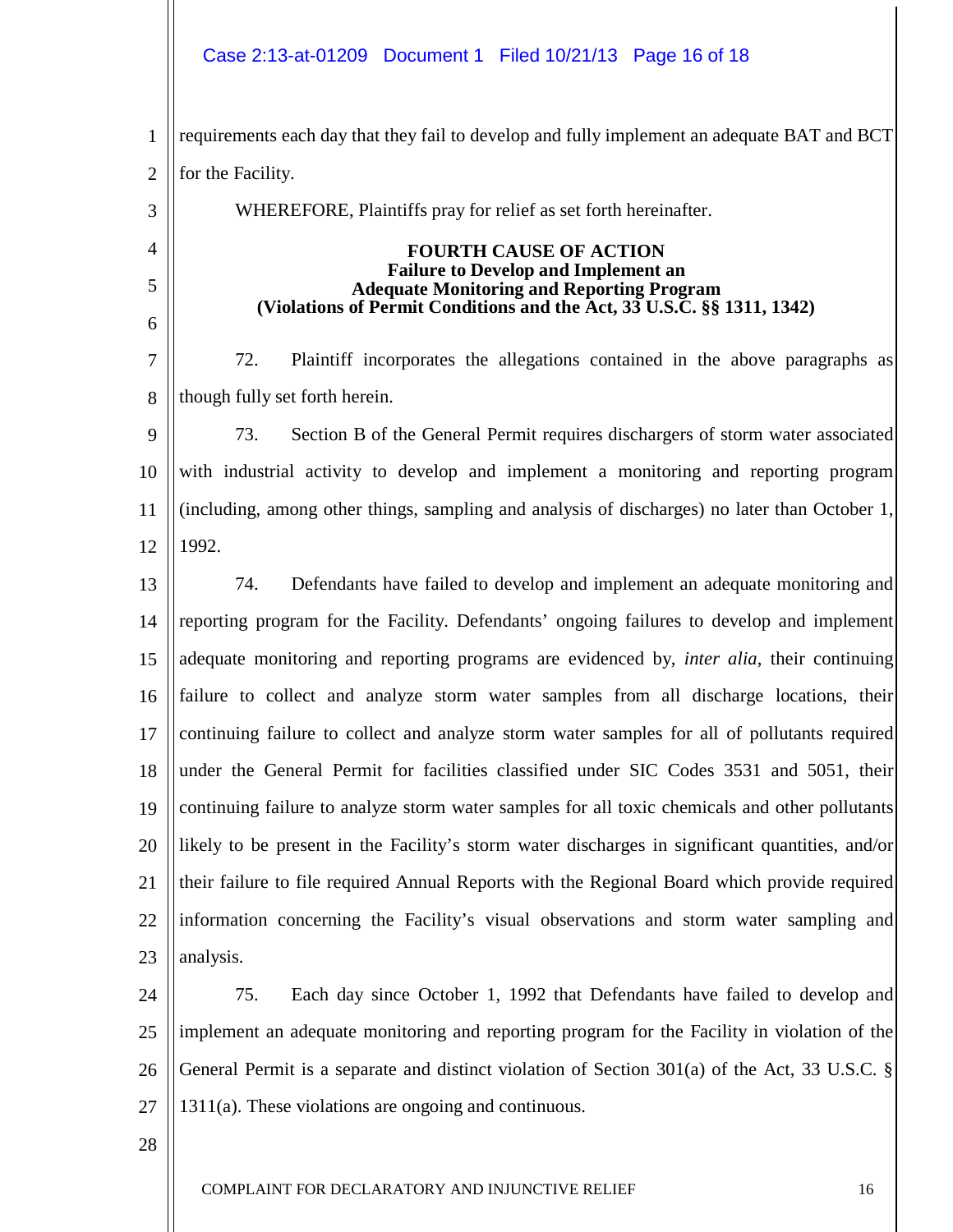requirements each day that they fail to develop and fully implement an adequate BAT and BCT for the Facility.

WHEREFORE, Plaintiffs pray for relief as set forth hereinafter.

**FOURTH CAUSE OF ACTION**
**Failure to Develop and Implement an**
**Adequate Monitoring and Reporting Program**
**(Violations of Permit Conditions and the Act, 33 U.S.C. §§ 1311, 1342)**

72. Plaintiff incorporates the allegations contained in the above paragraphs as though fully set forth herein.

73. Section B of the General Permit requires dischargers of storm water associated with industrial activity to develop and implement a monitoring and reporting program (including, among other things, sampling and analysis of discharges) no later than October 1, 1992.

74. Defendants have failed to develop and implement an adequate monitoring and reporting program for the Facility. Defendants' ongoing failures to develop and implement adequate monitoring and reporting programs are evidenced by, *inter alia*, their continuing failure to collect and analyze storm water samples from all discharge locations, their continuing failure to collect and analyze storm water samples for all of pollutants required under the General Permit for facilities classified under SIC Codes 3531 and 5051, their continuing failure to analyze storm water samples for all toxic chemicals and other pollutants likely to be present in the Facility's storm water discharges in significant quantities, and/or their failure to file required Annual Reports with the Regional Board which provide required information concerning the Facility's visual observations and storm water sampling and analysis.

75. Each day since October 1, 1992 that Defendants have failed to develop and implement an adequate monitoring and reporting program for the Facility in violation of the General Permit is a separate and distinct violation of Section 301(a) of the Act, 33 U.S.C. § 1311(a). These violations are ongoing and continuous.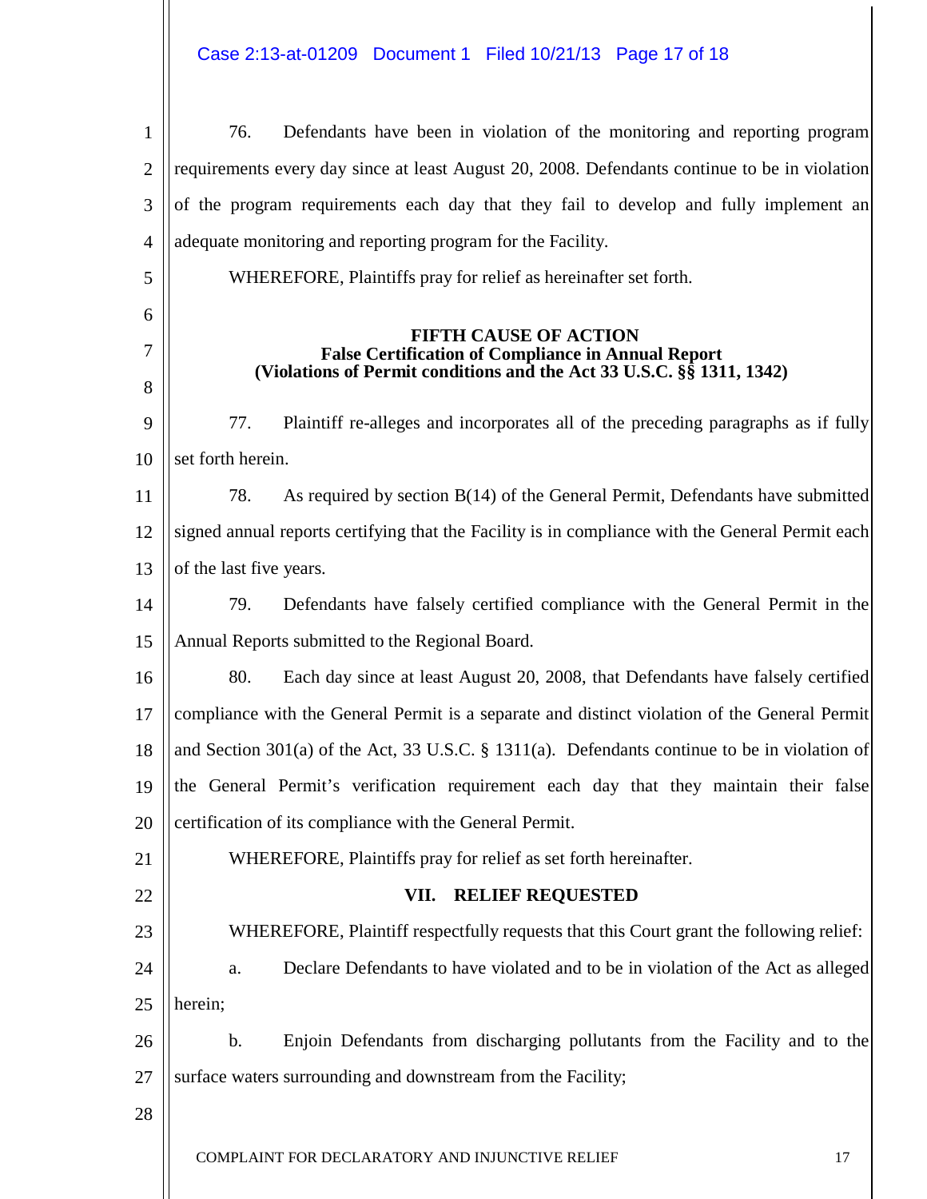76. Defendants have been in violation of the monitoring and reporting program requirements every day since at least August 20, 2008. Defendants continue to be in violation of the program requirements each day that they fail to develop and fully implement an adequate monitoring and reporting program for the Facility.

WHEREFORE, Plaintiffs pray for relief as hereinafter set forth.

**FIFTH CAUSE OF ACTION**
**False Certification of Compliance in Annual Report**
**(Violations of Permit conditions and the Act 33 U.S.C. §§ 1311, 1342)**

77. Plaintiff re-alleges and incorporates all of the preceding paragraphs as if fully set forth herein.

78. As required by section B(14) of the General Permit, Defendants have submitted signed annual reports certifying that the Facility is in compliance with the General Permit each of the last five years.

79. Defendants have falsely certified compliance with the General Permit in the Annual Reports submitted to the Regional Board.

80. Each day since at least August 20, 2008, that Defendants have falsely certified compliance with the General Permit is a separate and distinct violation of the General Permit and Section 301(a) of the Act, 33 U.S.C. § 1311(a). Defendants continue to be in violation of the General Permit's verification requirement each day that they maintain their false certification of its compliance with the General Permit.

WHEREFORE, Plaintiffs pray for relief as set forth hereinafter.

## VII. RELIEF REQUESTED

WHEREFORE, Plaintiff respectfully requests that this Court grant the following relief:

a. Declare Defendants to have violated and to be in violation of the Act as alleged herein;

b. Enjoin Defendants from discharging pollutants from the Facility and to the surface waters surrounding and downstream from the Facility;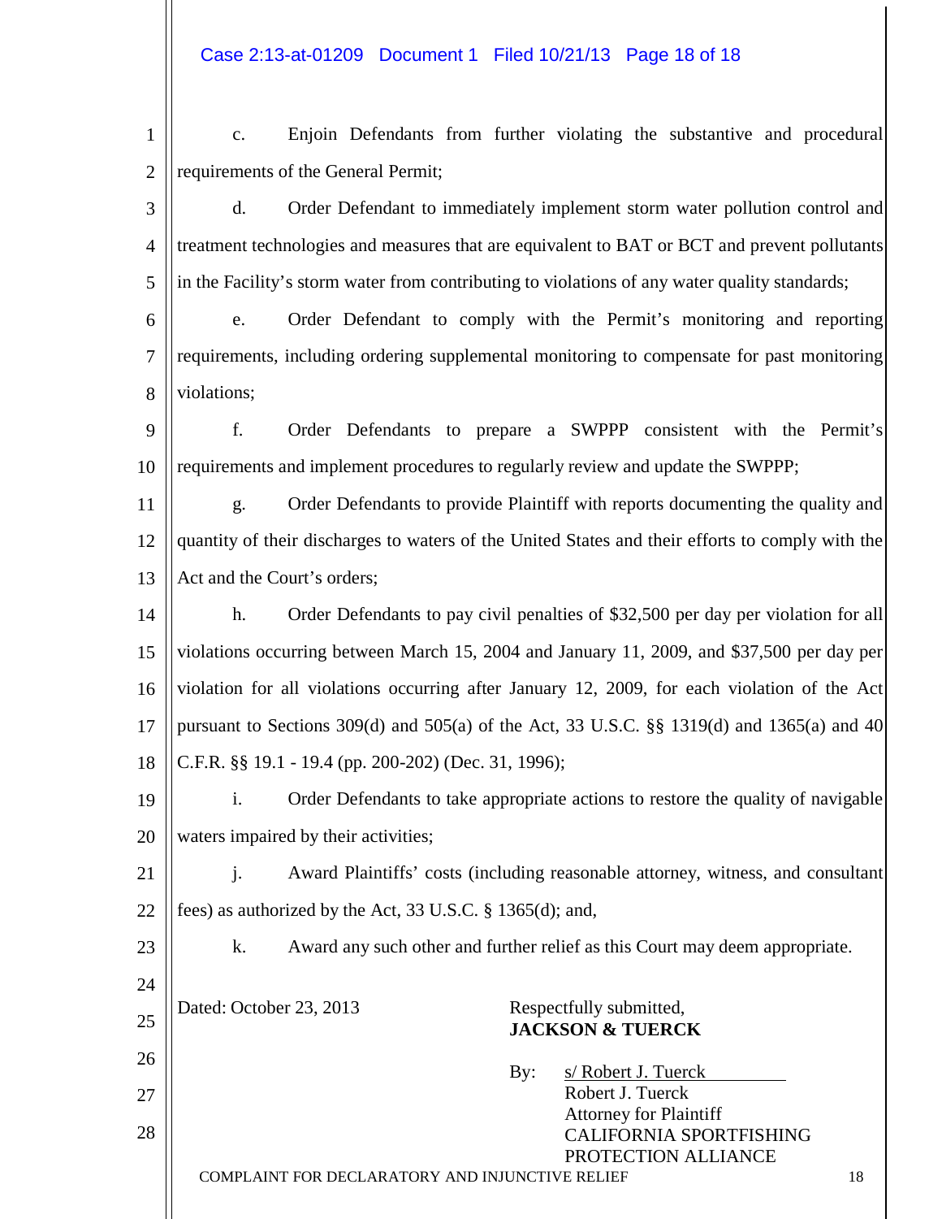c. Enjoin Defendants from further violating the substantive and procedural requirements of the General Permit;

d. Order Defendant to immediately implement storm water pollution control and treatment technologies and measures that are equivalent to BAT or BCT and prevent pollutants in the Facility's storm water from contributing to violations of any water quality standards;

e. Order Defendant to comply with the Permit's monitoring and reporting requirements, including ordering supplemental monitoring to compensate for past monitoring violations;

f. Order Defendants to prepare a SWPPP consistent with the Permit's requirements and implement procedures to regularly review and update the SWPPP;

g. Order Defendants to provide Plaintiff with reports documenting the quality and quantity of their discharges to waters of the United States and their efforts to comply with the Act and the Court's orders;

h. Order Defendants to pay civil penalties of $32,500 per day per violation for all violations occurring between March 15, 2004 and January 11, 2009, and $37,500 per day per violation for all violations occurring after January 12, 2009, for each violation of the Act pursuant to Sections 309(d) and 505(a) of the Act, 33 U.S.C. §§ 1319(d) and 1365(a) and 40 C.F.R. §§ 19.1 - 19.4 (pp. 200-202) (Dec. 31, 1996);

i. Order Defendants to take appropriate actions to restore the quality of navigable waters impaired by their activities;

j. Award Plaintiffs' costs (including reasonable attorney, witness, and consultant fees) as authorized by the Act, 33 U.S.C. § 1365(d); and,

k. Award any such other and further relief as this Court may deem appropriate.

Dated: October 23, 2013

Respectfully submitted,
**JACKSON & TUERCK**

By: s/ Robert J. Tuerck
Robert J. Tuerck
Attorney for Plaintiff
CALIFORNIA SPORTFISHING PROTECTION ALLIANCE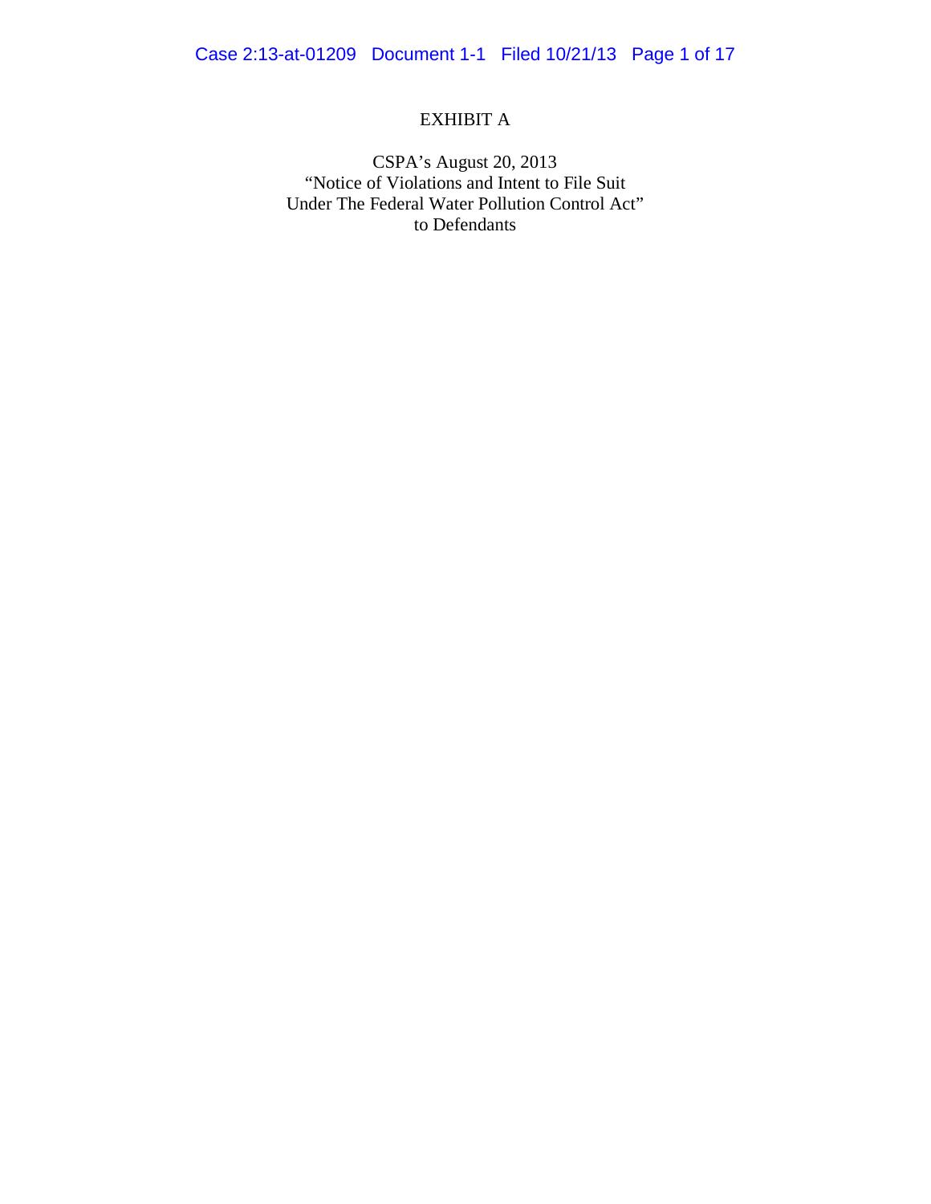# EXHIBIT A

CSPA's August 20, 2013
"Notice of Violations and Intent to File Suit
Under The Federal Water Pollution Control Act"
to Defendants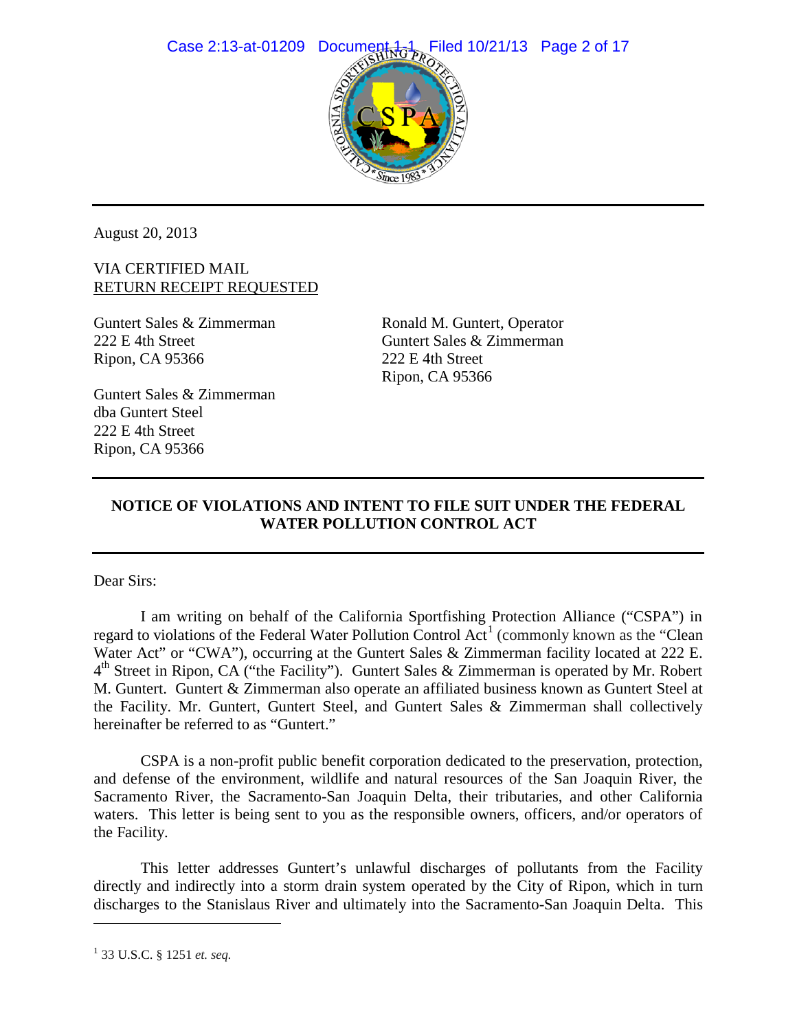August 20, 2013

VIA CERTIFIED MAIL
RETURN RECEIPT REQUESTED

Guntert Sales & Zimmerman
222 E 4th Street
Ripon, CA 95366

Ronald M. Guntert, Operator
Guntert Sales & Zimmerman
222 E 4th Street
Ripon, CA 95366

Guntert Sales & Zimmerman
dba Guntert Steel
222 E 4th Street
Ripon, CA 95366

**NOTICE OF VIOLATIONS AND INTENT TO FILE SUIT UNDER THE FEDERAL WATER POLLUTION CONTROL ACT**

Dear Sirs:

I am writing on behalf of the California Sportfishing Protection Alliance ("CSPA") in regard to violations of the Federal Water Pollution Control Act[1] (commonly known as the "Clean Water Act" or "CWA"), occurring at the Guntert Sales & Zimmerman facility located at 222 E. 4th Street in Ripon, CA ("the Facility"). Guntert Sales & Zimmerman is operated by Mr. Robert M. Guntert. Guntert & Zimmerman also operate an affiliated business known as Guntert Steel at the Facility. Mr. Guntert, Guntert Steel, and Guntert Sales & Zimmerman shall collectively hereinafter be referred to as "Guntert."

CSPA is a non-profit public benefit corporation dedicated to the preservation, protection, and defense of the environment, wildlife and natural resources of the San Joaquin River, the Sacramento River, the Sacramento-San Joaquin Delta, their tributaries, and other California waters. This letter is being sent to you as the responsible owners, officers, and/or operators of the Facility.

This letter addresses Guntert's unlawful discharges of pollutants from the Facility directly and indirectly into a storm drain system operated by the City of Ripon, which in turn discharges to the Stanislaus River and ultimately into the Sacramento-San Joaquin Delta. This

---

[1] 33 U.S.C. § 1251 *et. seq.*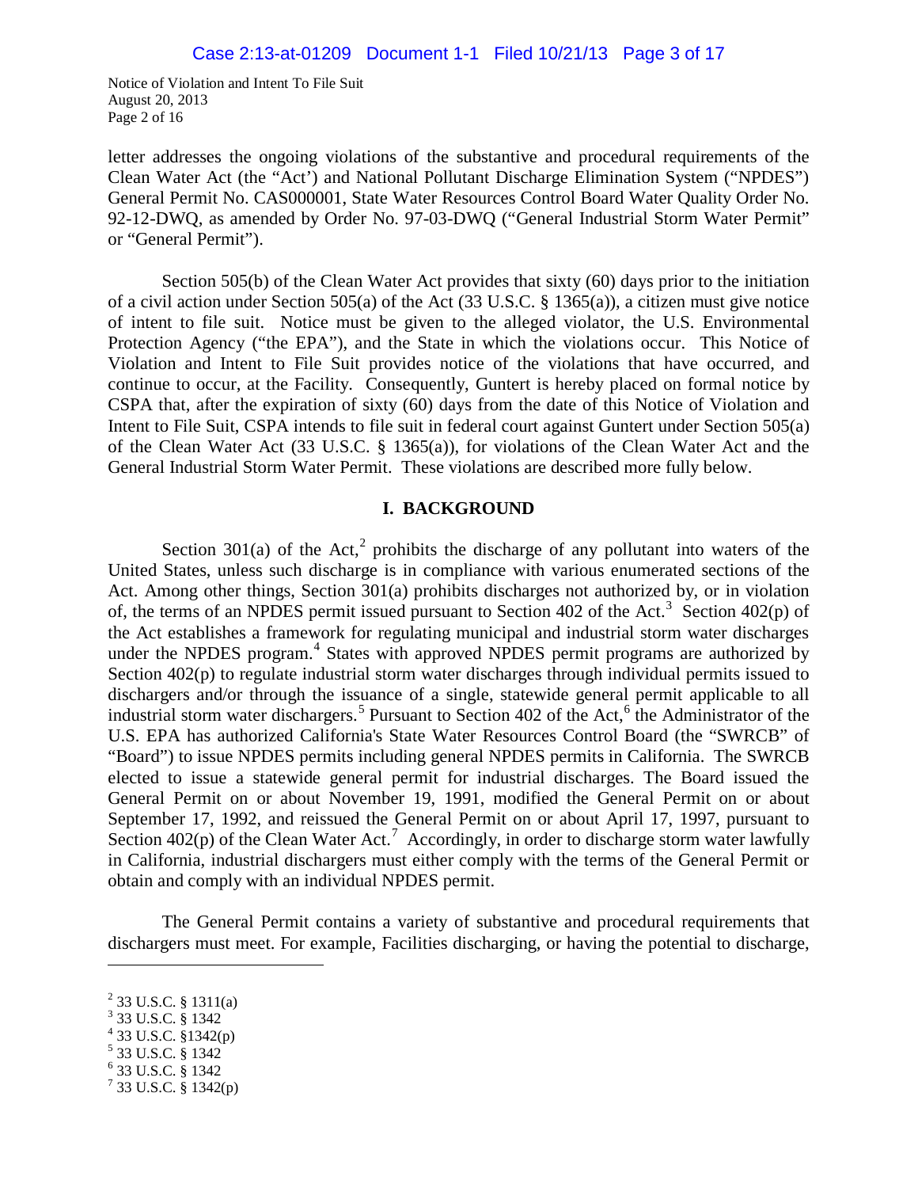letter addresses the ongoing violations of the substantive and procedural requirements of the Clean Water Act (the "Act') and National Pollutant Discharge Elimination System ("NPDES") General Permit No. CAS000001, State Water Resources Control Board Water Quality Order No. 92-12-DWQ, as amended by Order No. 97-03-DWQ ("General Industrial Storm Water Permit" or "General Permit").

Section 505(b) of the Clean Water Act provides that sixty (60) days prior to the initiation of a civil action under Section 505(a) of the Act (33 U.S.C. § 1365(a)), a citizen must give notice of intent to file suit. Notice must be given to the alleged violator, the U.S. Environmental Protection Agency ("the EPA"), and the State in which the violations occur. This Notice of Violation and Intent to File Suit provides notice of the violations that have occurred, and continue to occur, at the Facility. Consequently, Guntert is hereby placed on formal notice by CSPA that, after the expiration of sixty (60) days from the date of this Notice of Violation and Intent to File Suit, CSPA intends to file suit in federal court against Guntert under Section 505(a) of the Clean Water Act (33 U.S.C. § 1365(a)), for violations of the Clean Water Act and the General Industrial Storm Water Permit. These violations are described more fully below.

## I. BACKGROUND

Section 301(a) of the Act,[2] prohibits the discharge of any pollutant into waters of the United States, unless such discharge is in compliance with various enumerated sections of the Act. Among other things, Section 301(a) prohibits discharges not authorized by, or in violation of, the terms of an NPDES permit issued pursuant to Section 402 of the Act.[3] Section 402(p) of the Act establishes a framework for regulating municipal and industrial storm water discharges under the NPDES program.[4] States with approved NPDES permit programs are authorized by Section 402(p) to regulate industrial storm water discharges through individual permits issued to dischargers and/or through the issuance of a single, statewide general permit applicable to all industrial storm water dischargers.[5] Pursuant to Section 402 of the Act,[6] the Administrator of the U.S. EPA has authorized California's State Water Resources Control Board (the "SWRCB" of "Board") to issue NPDES permits including general NPDES permits in California. The SWRCB elected to issue a statewide general permit for industrial discharges. The Board issued the General Permit on or about November 19, 1991, modified the General Permit on or about September 17, 1992, and reissued the General Permit on or about April 17, 1997, pursuant to Section 402(p) of the Clean Water Act.[7] Accordingly, in order to discharge storm water lawfully in California, industrial dischargers must either comply with the terms of the General Permit or obtain and comply with an individual NPDES permit.

The General Permit contains a variety of substantive and procedural requirements that dischargers must meet. For example, Facilities discharging, or having the potential to discharge,

---

[2] 33 U.S.C. § 1311(a)
[3] 33 U.S.C. § 1342
[4] 33 U.S.C. §1342(p)
[5] 33 U.S.C. § 1342
[6] 33 U.S.C. § 1342
[7] 33 U.S.C. § 1342(p)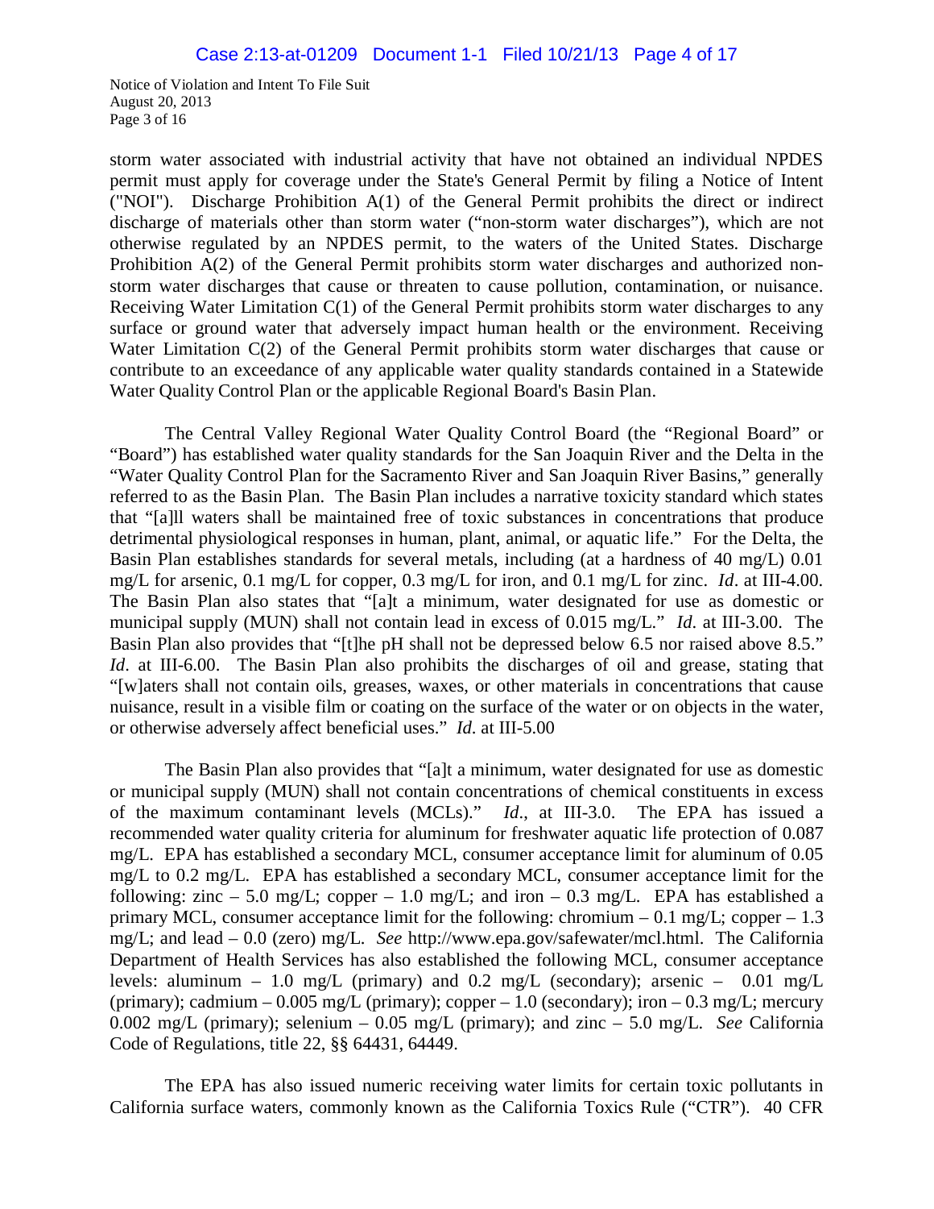storm water associated with industrial activity that have not obtained an individual NPDES permit must apply for coverage under the State's General Permit by filing a Notice of Intent ("NOI"). Discharge Prohibition A(1) of the General Permit prohibits the direct or indirect discharge of materials other than storm water ("non-storm water discharges"), which are not otherwise regulated by an NPDES permit, to the waters of the United States. Discharge Prohibition A(2) of the General Permit prohibits storm water discharges and authorized non-storm water discharges that cause or threaten to cause pollution, contamination, or nuisance. Receiving Water Limitation C(1) of the General Permit prohibits storm water discharges to any surface or ground water that adversely impact human health or the environment. Receiving Water Limitation C(2) of the General Permit prohibits storm water discharges that cause or contribute to an exceedance of any applicable water quality standards contained in a Statewide Water Quality Control Plan or the applicable Regional Board's Basin Plan.

The Central Valley Regional Water Quality Control Board (the "Regional Board" or "Board") has established water quality standards for the San Joaquin River and the Delta in the "Water Quality Control Plan for the Sacramento River and San Joaquin River Basins," generally referred to as the Basin Plan. The Basin Plan includes a narrative toxicity standard which states that "[a]ll waters shall be maintained free of toxic substances in concentrations that produce detrimental physiological responses in human, plant, animal, or aquatic life." For the Delta, the Basin Plan establishes standards for several metals, including (at a hardness of 40 mg/L) 0.01 mg/L for arsenic, 0.1 mg/L for copper, 0.3 mg/L for iron, and 0.1 mg/L for zinc. *Id*. at III-4.00. The Basin Plan also states that "[a]t a minimum, water designated for use as domestic or municipal supply (MUN) shall not contain lead in excess of 0.015 mg/L." *Id*. at III-3.00. The Basin Plan also provides that "[t]he pH shall not be depressed below 6.5 nor raised above 8.5." *Id*. at III-6.00. The Basin Plan also prohibits the discharges of oil and grease, stating that "[w]aters shall not contain oils, greases, waxes, or other materials in concentrations that cause nuisance, result in a visible film or coating on the surface of the water or on objects in the water, or otherwise adversely affect beneficial uses." *Id*. at III-5.00

The Basin Plan also provides that "[a]t a minimum, water designated for use as domestic or municipal supply (MUN) shall not contain concentrations of chemical constituents in excess of the maximum contaminant levels (MCLs)." *Id*., at III-3.0. The EPA has issued a recommended water quality criteria for aluminum for freshwater aquatic life protection of 0.087 mg/L. EPA has established a secondary MCL, consumer acceptance limit for aluminum of 0.05 mg/L to 0.2 mg/L. EPA has established a secondary MCL, consumer acceptance limit for the following: zinc – 5.0 mg/L; copper – 1.0 mg/L; and iron – 0.3 mg/L. EPA has established a primary MCL, consumer acceptance limit for the following: chromium – 0.1 mg/L; copper – 1.3 mg/L; and lead – 0.0 (zero) mg/L. *See* http://www.epa.gov/safewater/mcl.html. The California Department of Health Services has also established the following MCL, consumer acceptance levels: aluminum – 1.0 mg/L (primary) and 0.2 mg/L (secondary); arsenic – 0.01 mg/L (primary); cadmium – 0.005 mg/L (primary); copper – 1.0 (secondary); iron – 0.3 mg/L; mercury 0.002 mg/L (primary); selenium – 0.05 mg/L (primary); and zinc – 5.0 mg/L. *See* California Code of Regulations, title 22, §§ 64431, 64449.

The EPA has also issued numeric receiving water limits for certain toxic pollutants in California surface waters, commonly known as the California Toxics Rule ("CTR"). 40 CFR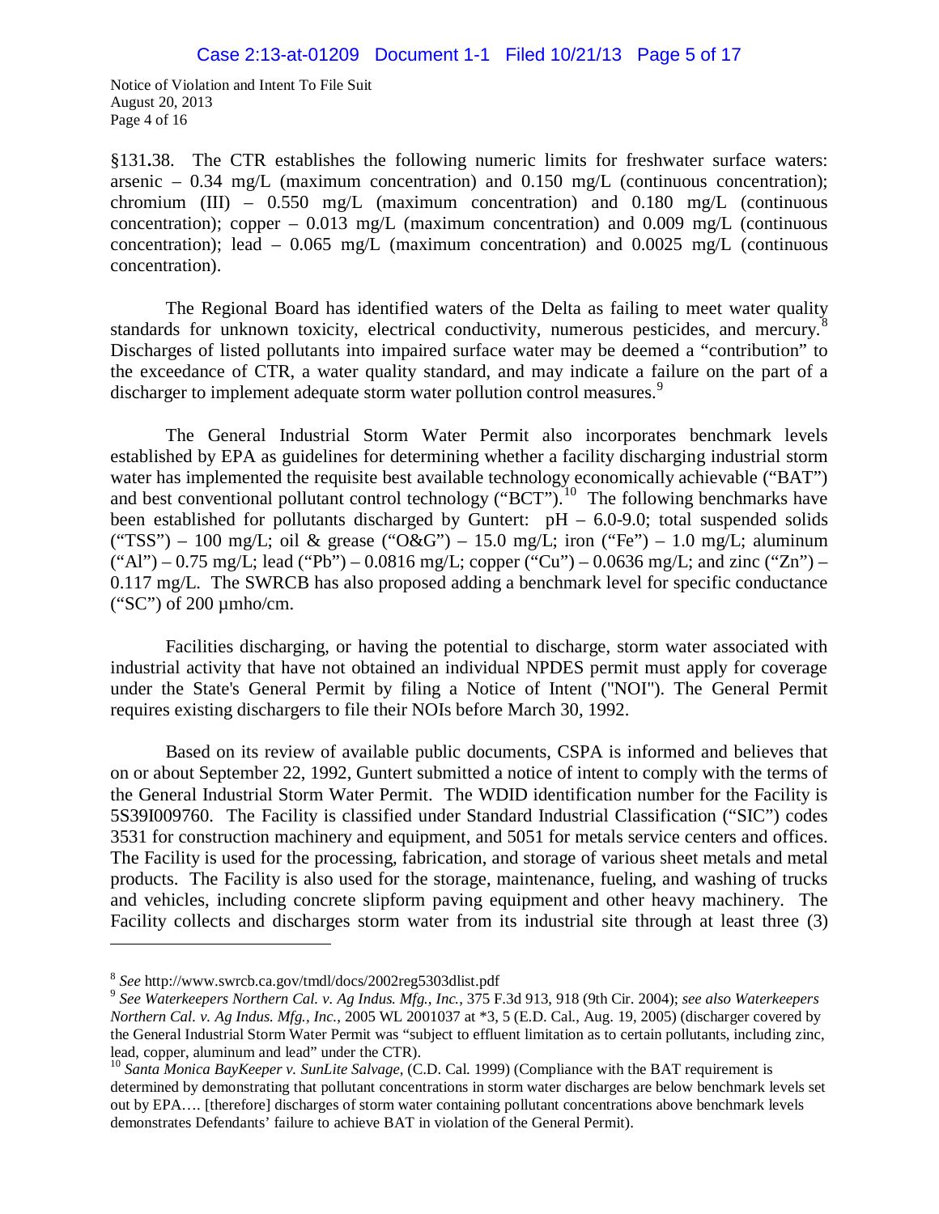§131.38. The CTR establishes the following numeric limits for freshwater surface waters: arsenic – 0.34 mg/L (maximum concentration) and 0.150 mg/L (continuous concentration); chromium (III) – 0.550 mg/L (maximum concentration) and 0.180 mg/L (continuous concentration); copper – 0.013 mg/L (maximum concentration) and 0.009 mg/L (continuous concentration); lead – 0.065 mg/L (maximum concentration) and 0.0025 mg/L (continuous concentration).

The Regional Board has identified waters of the Delta as failing to meet water quality standards for unknown toxicity, electrical conductivity, numerous pesticides, and mercury.[8] Discharges of listed pollutants into impaired surface water may be deemed a "contribution" to the exceedance of CTR, a water quality standard, and may indicate a failure on the part of a discharger to implement adequate storm water pollution control measures.[9]

The General Industrial Storm Water Permit also incorporates benchmark levels established by EPA as guidelines for determining whether a facility discharging industrial storm water has implemented the requisite best available technology economically achievable ("BAT") and best conventional pollutant control technology ("BCT").[10] The following benchmarks have been established for pollutants discharged by Guntert: pH – 6.0-9.0; total suspended solids ("TSS") – 100 mg/L; oil & grease ("O&G") – 15.0 mg/L; iron ("Fe") – 1.0 mg/L; aluminum ("Al") – 0.75 mg/L; lead ("Pb") – 0.0816 mg/L; copper ("Cu") – 0.0636 mg/L; and zinc ("Zn") – 0.117 mg/L. The SWRCB has also proposed adding a benchmark level for specific conductance ("SC") of 200 µmho/cm.

Facilities discharging, or having the potential to discharge, storm water associated with industrial activity that have not obtained an individual NPDES permit must apply for coverage under the State's General Permit by filing a Notice of Intent ("NOI"). The General Permit requires existing dischargers to file their NOIs before March 30, 1992.

Based on its review of available public documents, CSPA is informed and believes that on or about September 22, 1992, Guntert submitted a notice of intent to comply with the terms of the General Industrial Storm Water Permit. The WDID identification number for the Facility is 5S39I009760. The Facility is classified under Standard Industrial Classification ("SIC") codes 3531 for construction machinery and equipment, and 5051 for metals service centers and offices. The Facility is used for the processing, fabrication, and storage of various sheet metals and metal products. The Facility is also used for the storage, maintenance, fueling, and washing of trucks and vehicles, including concrete slipform paving equipment and other heavy machinery. The Facility collects and discharges storm water from its industrial site through at least three (3)

---

[8] *See* http://www.swrcb.ca.gov/tmdl/docs/2002reg5303dlist.pdf

[9] *See Waterkeepers Northern Cal. v. Ag Indus. Mfg., Inc.*, 375 F.3d 913, 918 (9th Cir. 2004); *see also Waterkeepers Northern Cal. v. Ag Indus. Mfg., Inc.*, 2005 WL 2001037 at *3, 5 (E.D. Cal., Aug. 19, 2005) (discharger covered by the General Industrial Storm Water Permit was "subject to effluent limitation as to certain pollutants, including zinc, lead, copper, aluminum and lead" under the CTR).

[10] *Santa Monica BayKeeper v. SunLite Salvage*, (C.D. Cal. 1999) (Compliance with the BAT requirement is determined by demonstrating that pollutant concentrations in storm water discharges are below benchmark levels set out by EPA…. [therefore] discharges of storm water containing pollutant concentrations above benchmark levels demonstrates Defendants' failure to achieve BAT in violation of the General Permit).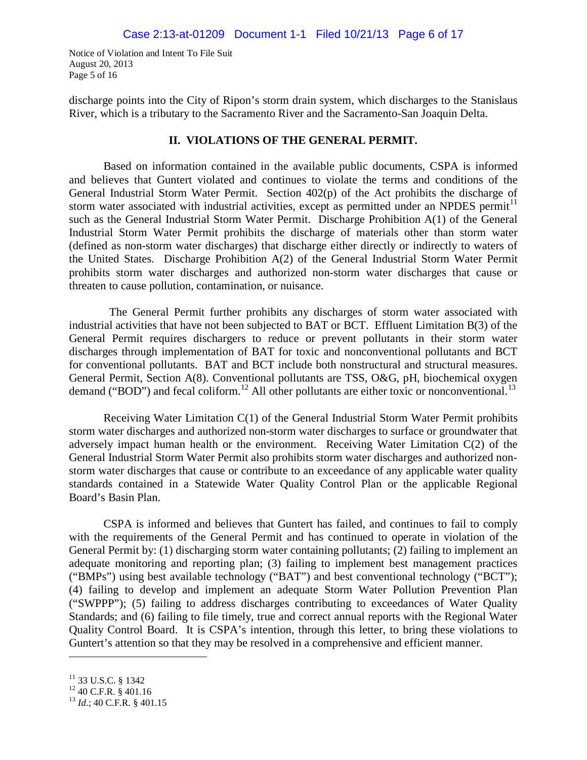discharge points into the City of Ripon's storm drain system, which discharges to the Stanislaus River, which is a tributary to the Sacramento River and the Sacramento-San Joaquin Delta.

## II. VIOLATIONS OF THE GENERAL PERMIT.

Based on information contained in the available public documents, CSPA is informed and believes that Guntert violated and continues to violate the terms and conditions of the General Industrial Storm Water Permit. Section 402(p) of the Act prohibits the discharge of storm water associated with industrial activities, except as permitted under an NPDES permit[11] such as the General Industrial Storm Water Permit. Discharge Prohibition A(1) of the General Industrial Storm Water Permit prohibits the discharge of materials other than storm water (defined as non-storm water discharges) that discharge either directly or indirectly to waters of the United States. Discharge Prohibition A(2) of the General Industrial Storm Water Permit prohibits storm water discharges and authorized non-storm water discharges that cause or threaten to cause pollution, contamination, or nuisance.

The General Permit further prohibits any discharges of storm water associated with industrial activities that have not been subjected to BAT or BCT. Effluent Limitation B(3) of the General Permit requires dischargers to reduce or prevent pollutants in their storm water discharges through implementation of BAT for toxic and nonconventional pollutants and BCT for conventional pollutants. BAT and BCT include both nonstructural and structural measures. General Permit, Section A(8). Conventional pollutants are TSS, O&G, pH, biochemical oxygen demand ("BOD") and fecal coliform.[12] All other pollutants are either toxic or nonconventional.[13]

Receiving Water Limitation C(1) of the General Industrial Storm Water Permit prohibits storm water discharges and authorized non-storm water discharges to surface or groundwater that adversely impact human health or the environment. Receiving Water Limitation C(2) of the General Industrial Storm Water Permit also prohibits storm water discharges and authorized non-storm water discharges that cause or contribute to an exceedance of any applicable water quality standards contained in a Statewide Water Quality Control Plan or the applicable Regional Board's Basin Plan.

CSPA is informed and believes that Guntert has failed, and continues to fail to comply with the requirements of the General Permit and has continued to operate in violation of the General Permit by: (1) discharging storm water containing pollutants; (2) failing to implement an adequate monitoring and reporting plan; (3) failing to implement best management practices ("BMPs") using best available technology ("BAT") and best conventional technology ("BCT"); (4) failing to develop and implement an adequate Storm Water Pollution Prevention Plan ("SWPPP"); (5) failing to address discharges contributing to exceedances of Water Quality Standards; and (6) failing to file timely, true and correct annual reports with the Regional Water Quality Control Board. It is CSPA's intention, through this letter, to bring these violations to Guntert's attention so that they may be resolved in a comprehensive and efficient manner.

---

[11] 33 U.S.C. § 1342

[12] 40 C.F.R. § 401.16

[13] *Id*.; 40 C.F.R. § 401.15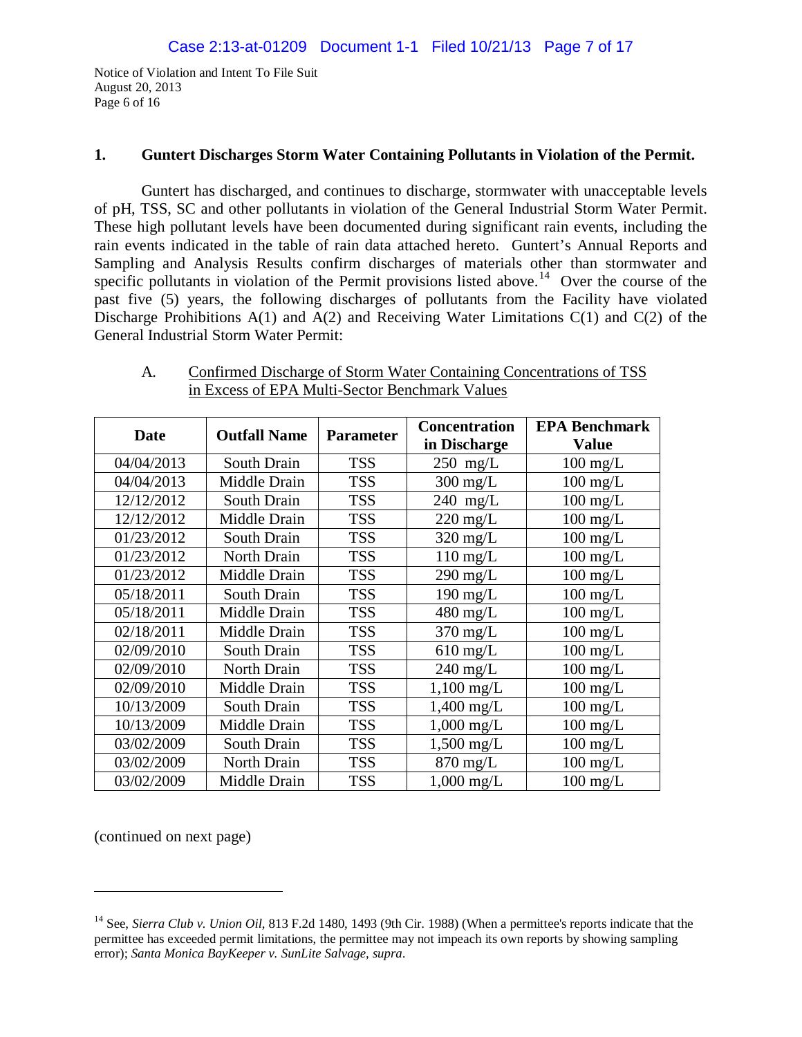## 1. Guntert Discharges Storm Water Containing Pollutants in Violation of the Permit.

Guntert has discharged, and continues to discharge, stormwater with unacceptable levels of pH, TSS, SC and other pollutants in violation of the General Industrial Storm Water Permit. These high pollutant levels have been documented during significant rain events, including the rain events indicated in the table of rain data attached hereto. Guntert's Annual Reports and Sampling and Analysis Results confirm discharges of materials other than stormwater and specific pollutants in violation of the Permit provisions listed above.[14] Over the course of the past five (5) years, the following discharges of pollutants from the Facility have violated Discharge Prohibitions A(1) and A(2) and Receiving Water Limitations C(1) and C(2) of the General Industrial Storm Water Permit:

A. Confirmed Discharge of Storm Water Containing Concentrations of TSS in Excess of EPA Multi-Sector Benchmark Values

| Date | Outfall Name | Parameter | Concentration in Discharge | EPA Benchmark Value |
|---|---|---|---|---|
| 04/04/2013 | South Drain | TSS | 250 mg/L | 100 mg/L |
| 04/04/2013 | Middle Drain | TSS | 300 mg/L | 100 mg/L |
| 12/12/2012 | South Drain | TSS | 240 mg/L | 100 mg/L |
| 12/12/2012 | Middle Drain | TSS | 220 mg/L | 100 mg/L |
| 01/23/2012 | South Drain | TSS | 320 mg/L | 100 mg/L |
| 01/23/2012 | North Drain | TSS | 110 mg/L | 100 mg/L |
| 01/23/2012 | Middle Drain | TSS | 290 mg/L | 100 mg/L |
| 05/18/2011 | South Drain | TSS | 190 mg/L | 100 mg/L |
| 05/18/2011 | Middle Drain | TSS | 480 mg/L | 100 mg/L |
| 02/18/2011 | Middle Drain | TSS | 370 mg/L | 100 mg/L |
| 02/09/2010 | South Drain | TSS | 610 mg/L | 100 mg/L |
| 02/09/2010 | North Drain | TSS | 240 mg/L | 100 mg/L |
| 02/09/2010 | Middle Drain | TSS | 1,100 mg/L | 100 mg/L |
| 10/13/2009 | South Drain | TSS | 1,400 mg/L | 100 mg/L |
| 10/13/2009 | Middle Drain | TSS | 1,000 mg/L | 100 mg/L |
| 03/02/2009 | South Drain | TSS | 1,500 mg/L | 100 mg/L |
| 03/02/2009 | North Drain | TSS | 870 mg/L | 100 mg/L |
| 03/02/2009 | Middle Drain | TSS | 1,000 mg/L | 100 mg/L |

(continued on next page)

[14] See, *Sierra Club v. Union Oil*, 813 F.2d 1480, 1493 (9th Cir. 1988) (When a permittee's reports indicate that the permittee has exceeded permit limitations, the permittee may not impeach its own reports by showing sampling error); *Santa Monica BayKeeper v. SunLite Salvage, supra*.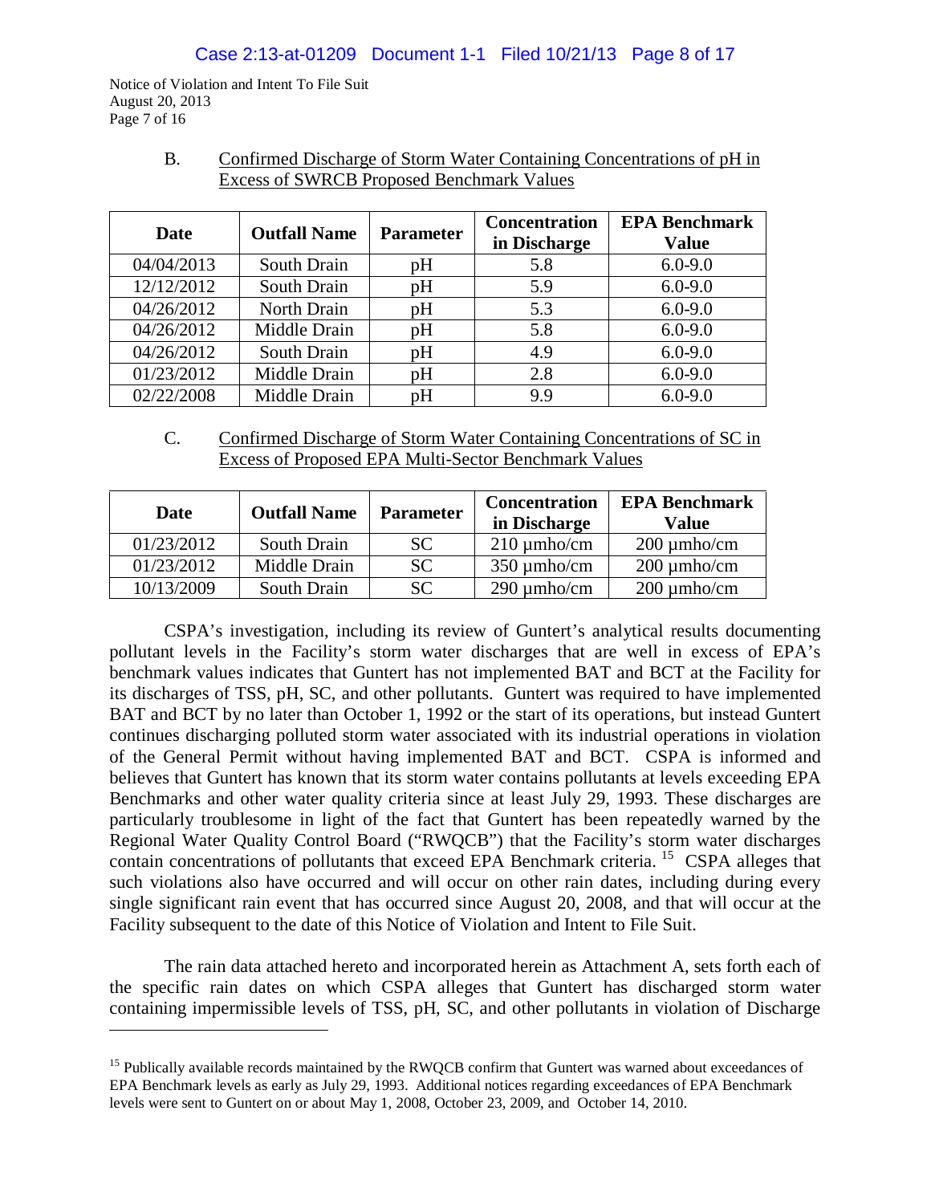B. Confirmed Discharge of Storm Water Containing Concentrations of pH in Excess of SWRCB Proposed Benchmark Values

| Date | Outfall Name | Parameter | Concentration in Discharge | EPA Benchmark Value |
|---|---|---|---|---|
| 04/04/2013 | South Drain | pH | 5.8 | 6.0-9.0 |
| 12/12/2012 | South Drain | pH | 5.9 | 6.0-9.0 |
| 04/26/2012 | North Drain | pH | 5.3 | 6.0-9.0 |
| 04/26/2012 | Middle Drain | pH | 5.8 | 6.0-9.0 |
| 04/26/2012 | South Drain | pH | 4.9 | 6.0-9.0 |
| 01/23/2012 | Middle Drain | pH | 2.8 | 6.0-9.0 |
| 02/22/2008 | Middle Drain | pH | 9.9 | 6.0-9.0 |

C. Confirmed Discharge of Storm Water Containing Concentrations of SC in Excess of Proposed EPA Multi-Sector Benchmark Values

| Date | Outfall Name | Parameter | Concentration in Discharge | EPA Benchmark Value |
|---|---|---|---|---|
| 01/23/2012 | South Drain | SC | 210 µmho/cm | 200 µmho/cm |
| 01/23/2012 | Middle Drain | SC | 350 µmho/cm | 200 µmho/cm |
| 10/13/2009 | South Drain | SC | 290 µmho/cm | 200 µmho/cm |

CSPA's investigation, including its review of Guntert's analytical results documenting pollutant levels in the Facility's storm water discharges that are well in excess of EPA's benchmark values indicates that Guntert has not implemented BAT and BCT at the Facility for its discharges of TSS, pH, SC, and other pollutants. Guntert was required to have implemented BAT and BCT by no later than October 1, 1992 or the start of its operations, but instead Guntert continues discharging polluted storm water associated with its industrial operations in violation of the General Permit without having implemented BAT and BCT. CSPA is informed and believes that Guntert has known that its storm water contains pollutants at levels exceeding EPA Benchmarks and other water quality criteria since at least July 29, 1993. These discharges are particularly troublesome in light of the fact that Guntert has been repeatedly warned by the Regional Water Quality Control Board ("RWQCB") that the Facility's storm water discharges contain concentrations of pollutants that exceed EPA Benchmark criteria.[15] CSPA alleges that such violations also have occurred and will occur on other rain dates, including during every single significant rain event that has occurred since August 20, 2008, and that will occur at the Facility subsequent to the date of this Notice of Violation and Intent to File Suit.

The rain data attached hereto and incorporated herein as Attachment A, sets forth each of the specific rain dates on which CSPA alleges that Guntert has discharged storm water containing impermissible levels of TSS, pH, SC, and other pollutants in violation of Discharge

---

[15] Publically available records maintained by the RWQCB confirm that Guntert was warned about exceedances of EPA Benchmark levels as early as July 29, 1993. Additional notices regarding exceedances of EPA Benchmark levels were sent to Guntert on or about May 1, 2008, October 23, 2009, and October 14, 2010.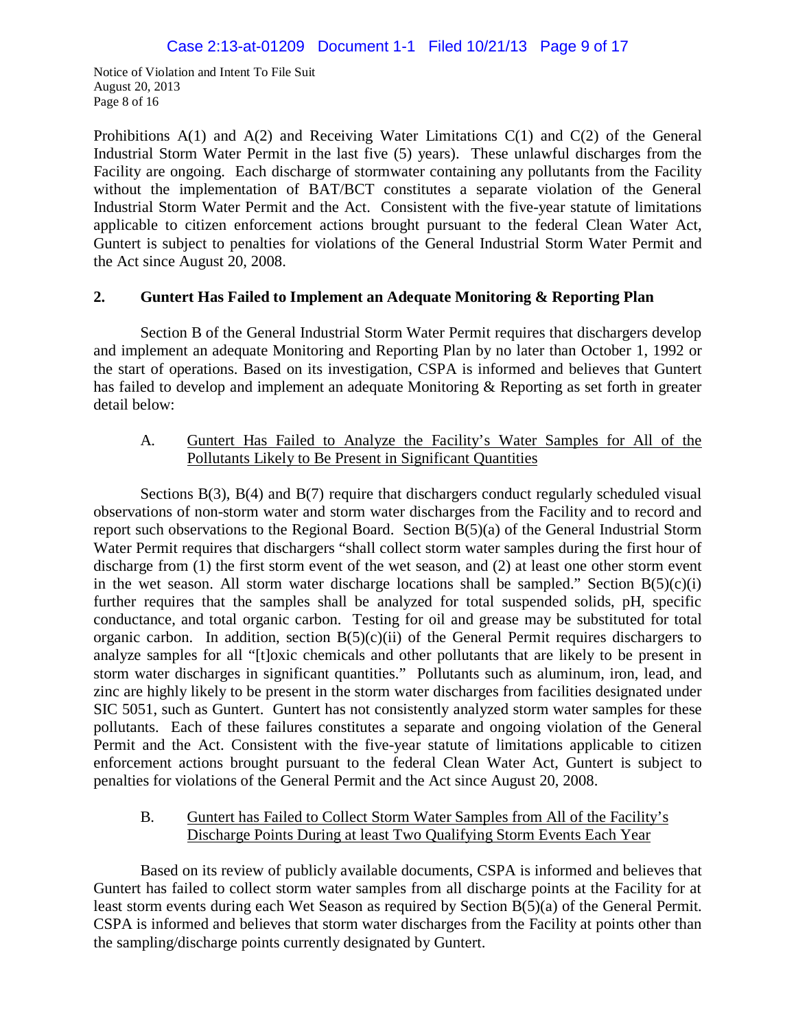Prohibitions A(1) and A(2) and Receiving Water Limitations C(1) and C(2) of the General Industrial Storm Water Permit in the last five (5) years). These unlawful discharges from the Facility are ongoing. Each discharge of stormwater containing any pollutants from the Facility without the implementation of BAT/BCT constitutes a separate violation of the General Industrial Storm Water Permit and the Act. Consistent with the five-year statute of limitations applicable to citizen enforcement actions brought pursuant to the federal Clean Water Act, Guntert is subject to penalties for violations of the General Industrial Storm Water Permit and the Act since August 20, 2008.

## 2. Guntert Has Failed to Implement an Adequate Monitoring & Reporting Plan

Section B of the General Industrial Storm Water Permit requires that dischargers develop and implement an adequate Monitoring and Reporting Plan by no later than October 1, 1992 or the start of operations. Based on its investigation, CSPA is informed and believes that Guntert has failed to develop and implement an adequate Monitoring & Reporting as set forth in greater detail below:

### A. Guntert Has Failed to Analyze the Facility's Water Samples for All of the Pollutants Likely to Be Present in Significant Quantities

Sections B(3), B(4) and B(7) require that dischargers conduct regularly scheduled visual observations of non-storm water and storm water discharges from the Facility and to record and report such observations to the Regional Board. Section B(5)(a) of the General Industrial Storm Water Permit requires that dischargers "shall collect storm water samples during the first hour of discharge from (1) the first storm event of the wet season, and (2) at least one other storm event in the wet season. All storm water discharge locations shall be sampled." Section B(5)(c)(i) further requires that the samples shall be analyzed for total suspended solids, pH, specific conductance, and total organic carbon. Testing for oil and grease may be substituted for total organic carbon. In addition, section B(5)(c)(ii) of the General Permit requires dischargers to analyze samples for all "[t]oxic chemicals and other pollutants that are likely to be present in storm water discharges in significant quantities." Pollutants such as aluminum, iron, lead, and zinc are highly likely to be present in the storm water discharges from facilities designated under SIC 5051, such as Guntert. Guntert has not consistently analyzed storm water samples for these pollutants. Each of these failures constitutes a separate and ongoing violation of the General Permit and the Act. Consistent with the five-year statute of limitations applicable to citizen enforcement actions brought pursuant to the federal Clean Water Act, Guntert is subject to penalties for violations of the General Permit and the Act since August 20, 2008.

### B. Guntert has Failed to Collect Storm Water Samples from All of the Facility's Discharge Points During at least Two Qualifying Storm Events Each Year

Based on its review of publicly available documents, CSPA is informed and believes that Guntert has failed to collect storm water samples from all discharge points at the Facility for at least storm events during each Wet Season as required by Section B(5)(a) of the General Permit. CSPA is informed and believes that storm water discharges from the Facility at points other than the sampling/discharge points currently designated by Guntert.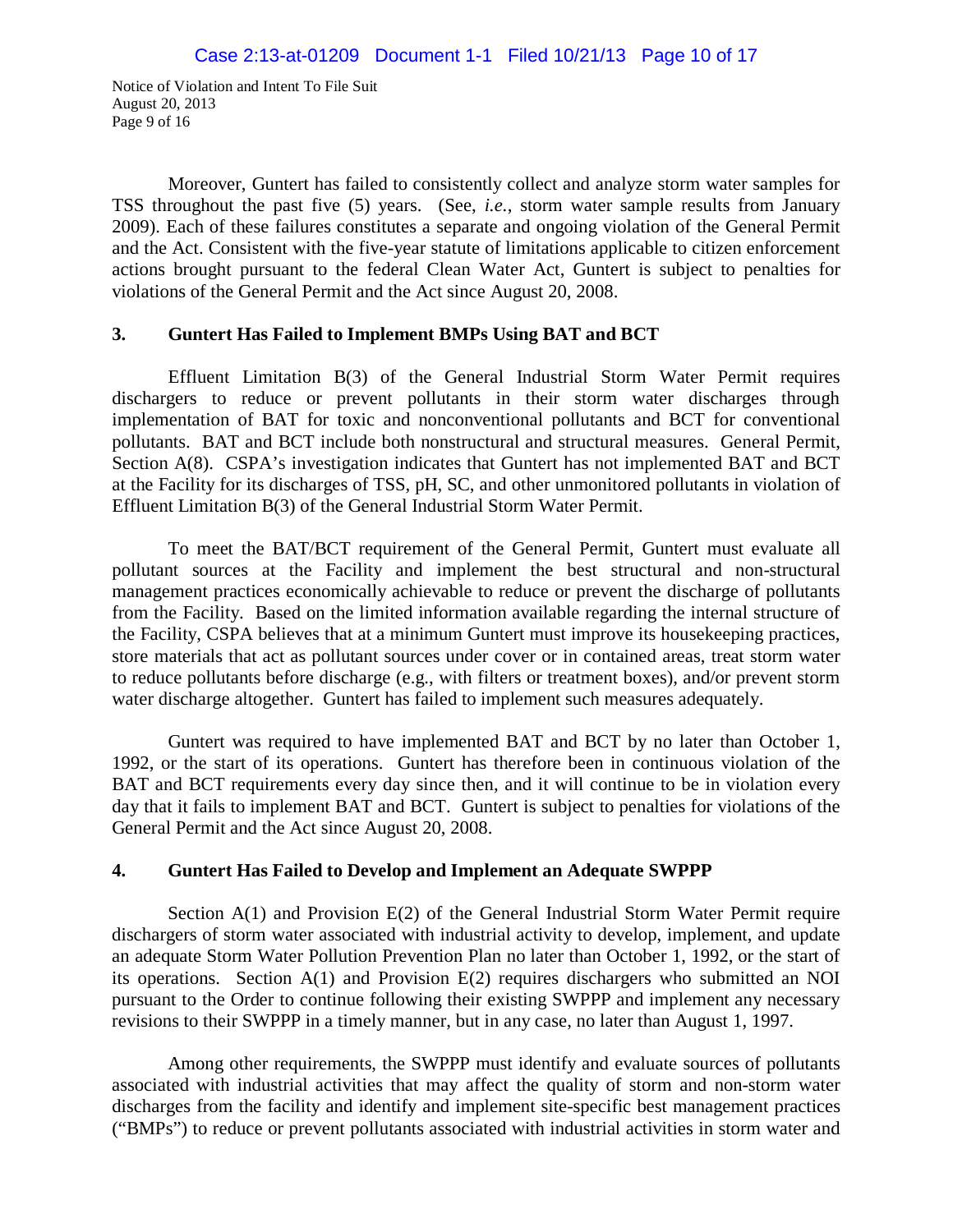Moreover, Guntert has failed to consistently collect and analyze storm water samples for TSS throughout the past five (5) years. (See, *i.e.*, storm water sample results from January 2009). Each of these failures constitutes a separate and ongoing violation of the General Permit and the Act. Consistent with the five-year statute of limitations applicable to citizen enforcement actions brought pursuant to the federal Clean Water Act, Guntert is subject to penalties for violations of the General Permit and the Act since August 20, 2008.

### 3. Guntert Has Failed to Implement BMPs Using BAT and BCT

Effluent Limitation B(3) of the General Industrial Storm Water Permit requires dischargers to reduce or prevent pollutants in their storm water discharges through implementation of BAT for toxic and nonconventional pollutants and BCT for conventional pollutants. BAT and BCT include both nonstructural and structural measures. General Permit, Section A(8). CSPA's investigation indicates that Guntert has not implemented BAT and BCT at the Facility for its discharges of TSS, pH, SC, and other unmonitored pollutants in violation of Effluent Limitation B(3) of the General Industrial Storm Water Permit.

To meet the BAT/BCT requirement of the General Permit, Guntert must evaluate all pollutant sources at the Facility and implement the best structural and non-structural management practices economically achievable to reduce or prevent the discharge of pollutants from the Facility. Based on the limited information available regarding the internal structure of the Facility, CSPA believes that at a minimum Guntert must improve its housekeeping practices, store materials that act as pollutant sources under cover or in contained areas, treat storm water to reduce pollutants before discharge (e.g., with filters or treatment boxes), and/or prevent storm water discharge altogether. Guntert has failed to implement such measures adequately.

Guntert was required to have implemented BAT and BCT by no later than October 1, 1992, or the start of its operations. Guntert has therefore been in continuous violation of the BAT and BCT requirements every day since then, and it will continue to be in violation every day that it fails to implement BAT and BCT. Guntert is subject to penalties for violations of the General Permit and the Act since August 20, 2008.

### 4. Guntert Has Failed to Develop and Implement an Adequate SWPPP

Section A(1) and Provision E(2) of the General Industrial Storm Water Permit require dischargers of storm water associated with industrial activity to develop, implement, and update an adequate Storm Water Pollution Prevention Plan no later than October 1, 1992, or the start of its operations. Section A(1) and Provision E(2) requires dischargers who submitted an NOI pursuant to the Order to continue following their existing SWPPP and implement any necessary revisions to their SWPPP in a timely manner, but in any case, no later than August 1, 1997.

Among other requirements, the SWPPP must identify and evaluate sources of pollutants associated with industrial activities that may affect the quality of storm and non-storm water discharges from the facility and identify and implement site-specific best management practices ("BMPs") to reduce or prevent pollutants associated with industrial activities in storm water and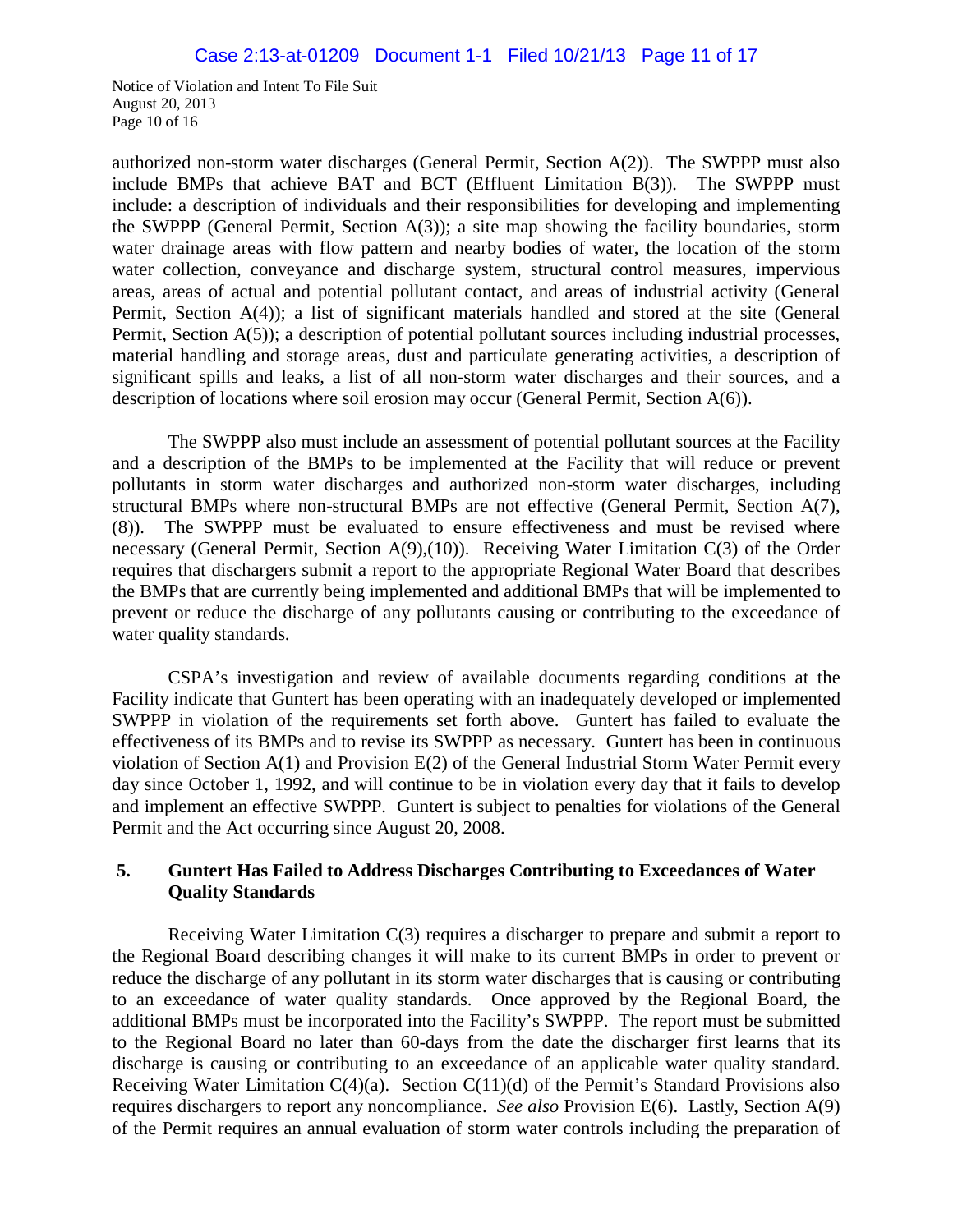authorized non-storm water discharges (General Permit, Section A(2)). The SWPPP must also include BMPs that achieve BAT and BCT (Effluent Limitation B(3)). The SWPPP must include: a description of individuals and their responsibilities for developing and implementing the SWPPP (General Permit, Section A(3)); a site map showing the facility boundaries, storm water drainage areas with flow pattern and nearby bodies of water, the location of the storm water collection, conveyance and discharge system, structural control measures, impervious areas, areas of actual and potential pollutant contact, and areas of industrial activity (General Permit, Section A(4)); a list of significant materials handled and stored at the site (General Permit, Section A(5)); a description of potential pollutant sources including industrial processes, material handling and storage areas, dust and particulate generating activities, a description of significant spills and leaks, a list of all non-storm water discharges and their sources, and a description of locations where soil erosion may occur (General Permit, Section A(6)).

The SWPPP also must include an assessment of potential pollutant sources at the Facility and a description of the BMPs to be implemented at the Facility that will reduce or prevent pollutants in storm water discharges and authorized non-storm water discharges, including structural BMPs where non-structural BMPs are not effective (General Permit, Section A(7), (8)). The SWPPP must be evaluated to ensure effectiveness and must be revised where necessary (General Permit, Section A(9),(10)). Receiving Water Limitation C(3) of the Order requires that dischargers submit a report to the appropriate Regional Water Board that describes the BMPs that are currently being implemented and additional BMPs that will be implemented to prevent or reduce the discharge of any pollutants causing or contributing to the exceedance of water quality standards.

CSPA's investigation and review of available documents regarding conditions at the Facility indicate that Guntert has been operating with an inadequately developed or implemented SWPPP in violation of the requirements set forth above. Guntert has failed to evaluate the effectiveness of its BMPs and to revise its SWPPP as necessary. Guntert has been in continuous violation of Section A(1) and Provision E(2) of the General Industrial Storm Water Permit every day since October 1, 1992, and will continue to be in violation every day that it fails to develop and implement an effective SWPPP. Guntert is subject to penalties for violations of the General Permit and the Act occurring since August 20, 2008.

## 5. Guntert Has Failed to Address Discharges Contributing to Exceedances of Water Quality Standards

Receiving Water Limitation C(3) requires a discharger to prepare and submit a report to the Regional Board describing changes it will make to its current BMPs in order to prevent or reduce the discharge of any pollutant in its storm water discharges that is causing or contributing to an exceedance of water quality standards. Once approved by the Regional Board, the additional BMPs must be incorporated into the Facility's SWPPP. The report must be submitted to the Regional Board no later than 60-days from the date the discharger first learns that its discharge is causing or contributing to an exceedance of an applicable water quality standard. Receiving Water Limitation C(4)(a). Section C(11)(d) of the Permit's Standard Provisions also requires dischargers to report any noncompliance. *See also* Provision E(6). Lastly, Section A(9) of the Permit requires an annual evaluation of storm water controls including the preparation of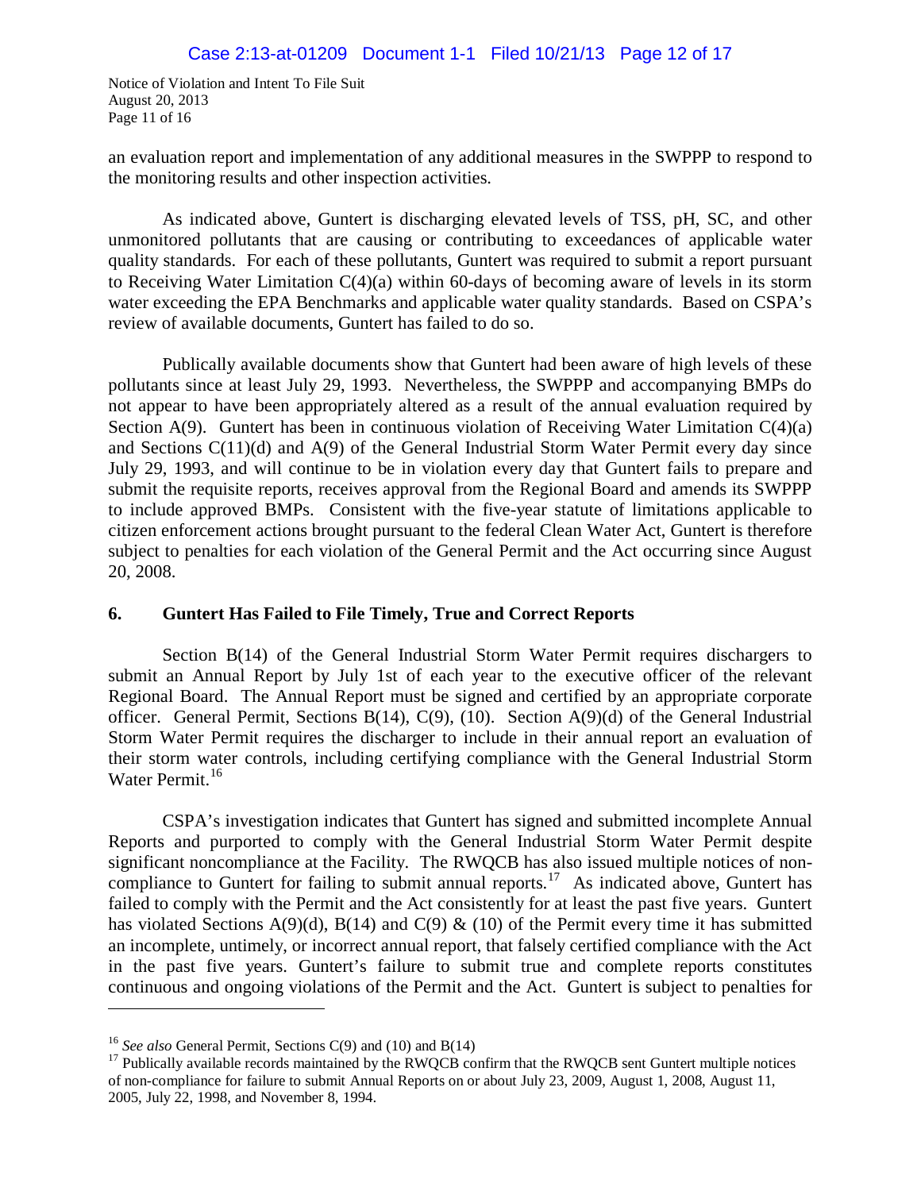an evaluation report and implementation of any additional measures in the SWPPP to respond to the monitoring results and other inspection activities.

As indicated above, Guntert is discharging elevated levels of TSS, pH, SC, and other unmonitored pollutants that are causing or contributing to exceedances of applicable water quality standards. For each of these pollutants, Guntert was required to submit a report pursuant to Receiving Water Limitation C(4)(a) within 60-days of becoming aware of levels in its storm water exceeding the EPA Benchmarks and applicable water quality standards. Based on CSPA's review of available documents, Guntert has failed to do so.

Publically available documents show that Guntert had been aware of high levels of these pollutants since at least July 29, 1993. Nevertheless, the SWPPP and accompanying BMPs do not appear to have been appropriately altered as a result of the annual evaluation required by Section A(9). Guntert has been in continuous violation of Receiving Water Limitation C(4)(a) and Sections C(11)(d) and A(9) of the General Industrial Storm Water Permit every day since July 29, 1993, and will continue to be in violation every day that Guntert fails to prepare and submit the requisite reports, receives approval from the Regional Board and amends its SWPPP to include approved BMPs. Consistent with the five-year statute of limitations applicable to citizen enforcement actions brought pursuant to the federal Clean Water Act, Guntert is therefore subject to penalties for each violation of the General Permit and the Act occurring since August 20, 2008.

## 6. Guntert Has Failed to File Timely, True and Correct Reports

Section B(14) of the General Industrial Storm Water Permit requires dischargers to submit an Annual Report by July 1st of each year to the executive officer of the relevant Regional Board. The Annual Report must be signed and certified by an appropriate corporate officer. General Permit, Sections B(14), C(9), (10). Section A(9)(d) of the General Industrial Storm Water Permit requires the discharger to include in their annual report an evaluation of their storm water controls, including certifying compliance with the General Industrial Storm Water Permit.[16]

CSPA's investigation indicates that Guntert has signed and submitted incomplete Annual Reports and purported to comply with the General Industrial Storm Water Permit despite significant noncompliance at the Facility. The RWQCB has also issued multiple notices of non-compliance to Guntert for failing to submit annual reports.[17] As indicated above, Guntert has failed to comply with the Permit and the Act consistently for at least the past five years. Guntert has violated Sections A(9)(d), B(14) and C(9) & (10) of the Permit every time it has submitted an incomplete, untimely, or incorrect annual report, that falsely certified compliance with the Act in the past five years. Guntert's failure to submit true and complete reports constitutes continuous and ongoing violations of the Permit and the Act. Guntert is subject to penalties for

---

[16] *See also* General Permit, Sections C(9) and (10) and B(14)

[17] Publically available records maintained by the RWQCB confirm that the RWQCB sent Guntert multiple notices of non-compliance for failure to submit Annual Reports on or about July 23, 2009, August 1, 2008, August 11, 2005, July 22, 1998, and November 8, 1994.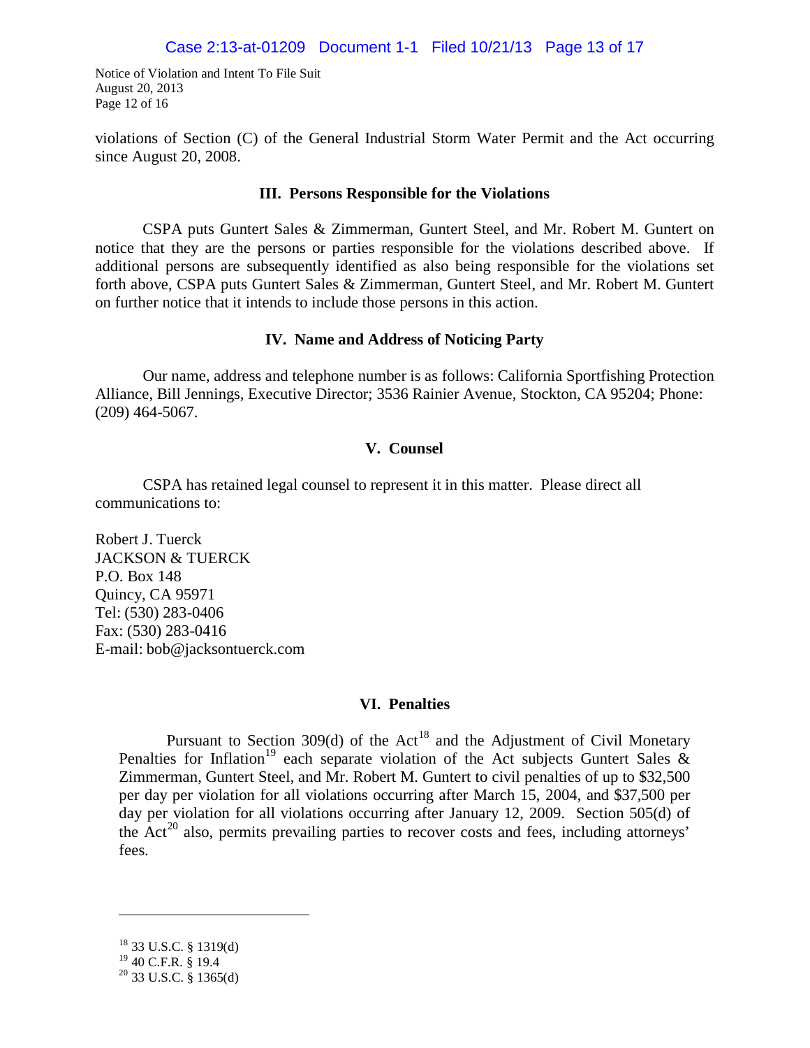violations of Section (C) of the General Industrial Storm Water Permit and the Act occurring since August 20, 2008.

### III. Persons Responsible for the Violations

CSPA puts Guntert Sales & Zimmerman, Guntert Steel, and Mr. Robert M. Guntert on notice that they are the persons or parties responsible for the violations described above. If additional persons are subsequently identified as also being responsible for the violations set forth above, CSPA puts Guntert Sales & Zimmerman, Guntert Steel, and Mr. Robert M. Guntert on further notice that it intends to include those persons in this action.

### IV. Name and Address of Noticing Party

Our name, address and telephone number is as follows: California Sportfishing Protection Alliance, Bill Jennings, Executive Director; 3536 Rainier Avenue, Stockton, CA 95204; Phone: (209) 464-5067.

### V. Counsel

CSPA has retained legal counsel to represent it in this matter. Please direct all communications to:

Robert J. Tuerck
JACKSON & TUERCK
P.O. Box 148
Quincy, CA 95971
Tel: (530) 283-0406
Fax: (530) 283-0416
E-mail: bob@jacksontuerck.com

### VI. Penalties

Pursuant to Section 309(d) of the Act[18] and the Adjustment of Civil Monetary Penalties for Inflation[19] each separate violation of the Act subjects Guntert Sales & Zimmerman, Guntert Steel, and Mr. Robert M. Guntert to civil penalties of up to $32,500 per day per violation for all violations occurring after March 15, 2004, and $37,500 per day per violation for all violations occurring after January 12, 2009. Section 505(d) of the Act[20] also, permits prevailing parties to recover costs and fees, including attorneys' fees.

---

[18] 33 U.S.C. § 1319(d)
[19] 40 C.F.R. § 19.4
[20] 33 U.S.C. § 1365(d)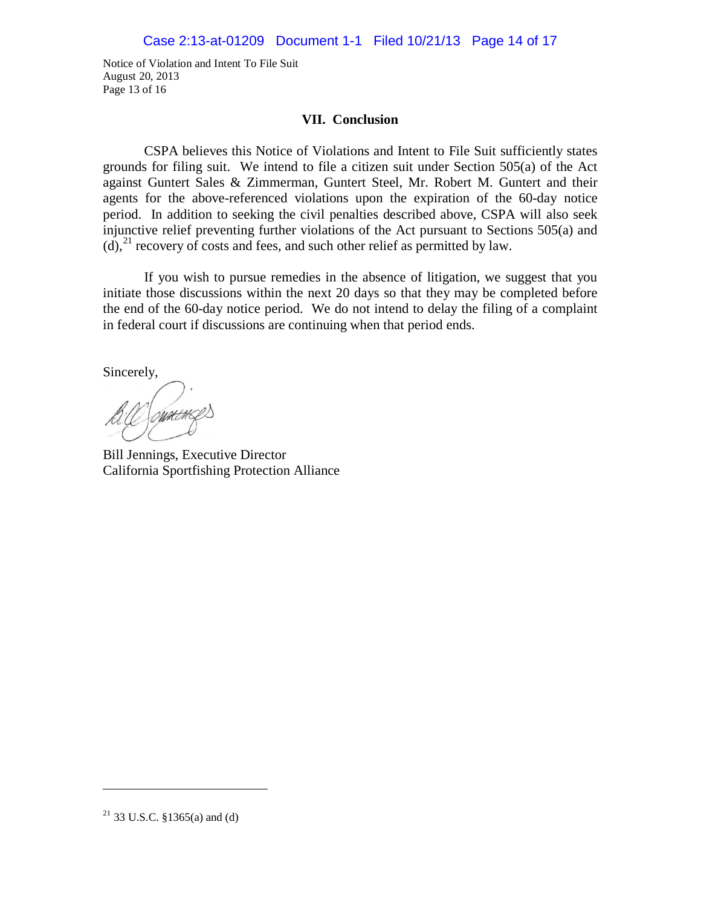### VII. Conclusion

CSPA believes this Notice of Violations and Intent to File Suit sufficiently states grounds for filing suit. We intend to file a citizen suit under Section 505(a) of the Act against Guntert Sales & Zimmerman, Guntert Steel, Mr. Robert M. Guntert and their agents for the above-referenced violations upon the expiration of the 60-day notice period. In addition to seeking the civil penalties described above, CSPA will also seek injunctive relief preventing further violations of the Act pursuant to Sections 505(a) and (d),[21] recovery of costs and fees, and such other relief as permitted by law.

If you wish to pursue remedies in the absence of litigation, we suggest that you initiate those discussions within the next 20 days so that they may be completed before the end of the 60-day notice period. We do not intend to delay the filing of a complaint in federal court if discussions are continuing when that period ends.

Sincerely,

Bill Jennings, Executive Director
California Sportfishing Protection Alliance

---

[21] 33 U.S.C. §1365(a) and (d)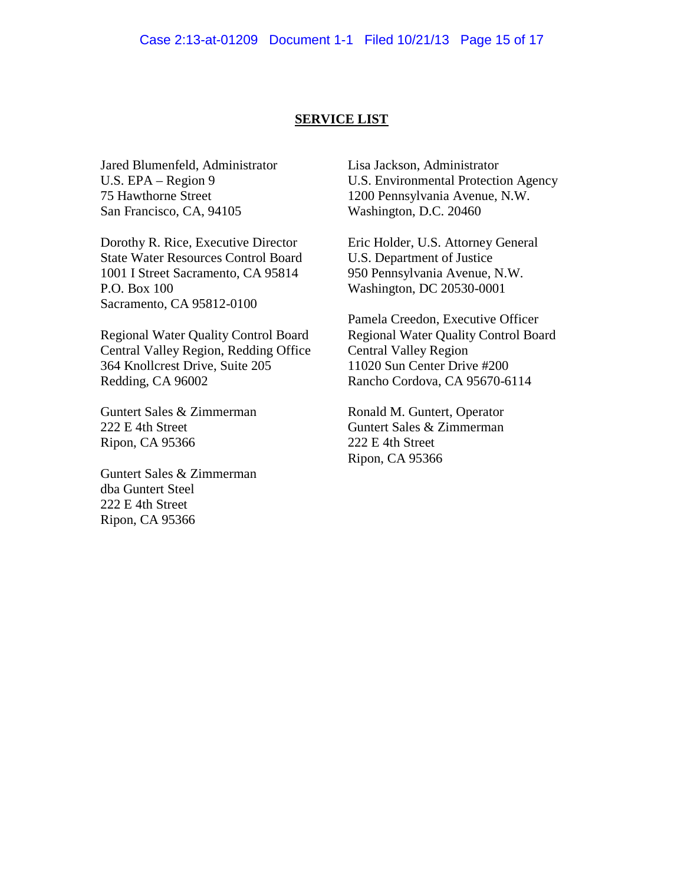## SERVICE LIST

Jared Blumenfeld, Administrator
U.S. EPA – Region 9
75 Hawthorne Street
San Francisco, CA, 94105

Dorothy R. Rice, Executive Director
State Water Resources Control Board
1001 I Street Sacramento, CA 95814
P.O. Box 100
Sacramento, CA 95812-0100

Regional Water Quality Control Board
Central Valley Region, Redding Office
364 Knollcrest Drive, Suite 205
Redding, CA 96002

Guntert Sales & Zimmerman
222 E 4th Street
Ripon, CA 95366

Guntert Sales & Zimmerman
dba Guntert Steel
222 E 4th Street
Ripon, CA 95366

Lisa Jackson, Administrator
U.S. Environmental Protection Agency
1200 Pennsylvania Avenue, N.W.
Washington, D.C. 20460

Eric Holder, U.S. Attorney General
U.S. Department of Justice
950 Pennsylvania Avenue, N.W.
Washington, DC 20530-0001

Pamela Creedon, Executive Officer
Regional Water Quality Control Board
Central Valley Region
11020 Sun Center Drive #200
Rancho Cordova, CA 95670-6114

Ronald M. Guntert, Operator
Guntert Sales & Zimmerman
222 E 4th Street
Ripon, CA 95366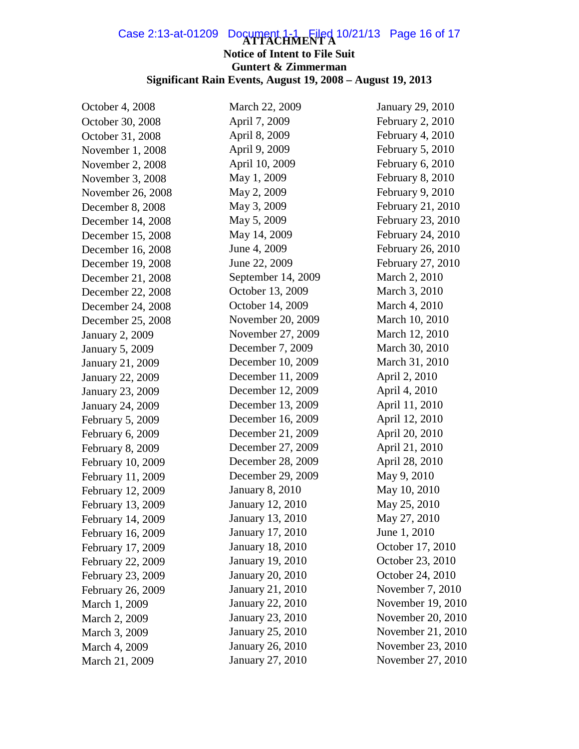**ATTACHMENT A**

**Notice of Intent to File Suit**

**Guntert & Zimmerman**

**Significant Rain Events, August 19, 2008 – August 19, 2013**

October 4, 2008
October 30, 2008
October 31, 2008
November 1, 2008
November 2, 2008
November 3, 2008
November 26, 2008
December 8, 2008
December 14, 2008
December 15, 2008
December 16, 2008
December 19, 2008
December 21, 2008
December 22, 2008
December 24, 2008
December 25, 2008
January 2, 2009
January 5, 2009
January 21, 2009
January 22, 2009
January 23, 2009
January 24, 2009
February 5, 2009
February 6, 2009
February 8, 2009
February 10, 2009
February 11, 2009
February 12, 2009
February 13, 2009
February 14, 2009
February 16, 2009
February 17, 2009
February 22, 2009
February 23, 2009
February 26, 2009
March 1, 2009
March 2, 2009
March 3, 2009
March 4, 2009
March 21, 2009
March 22, 2009
April 7, 2009
April 8, 2009
April 9, 2009
April 10, 2009
May 1, 2009
May 2, 2009
May 3, 2009
May 5, 2009
May 14, 2009
June 4, 2009
June 22, 2009
September 14, 2009
October 13, 2009
October 14, 2009
November 20, 2009
November 27, 2009
December 7, 2009
December 10, 2009
December 11, 2009
December 12, 2009
December 13, 2009
December 16, 2009
December 21, 2009
December 27, 2009
December 28, 2009
December 29, 2009
January 8, 2010
January 12, 2010
January 13, 2010
January 17, 2010
January 18, 2010
January 19, 2010
January 20, 2010
January 21, 2010
January 22, 2010
January 23, 2010
January 25, 2010
January 26, 2010
January 27, 2010
January 29, 2010
February 2, 2010
February 4, 2010
February 5, 2010
February 6, 2010
February 8, 2010
February 9, 2010
February 21, 2010
February 23, 2010
February 24, 2010
February 26, 2010
February 27, 2010
March 2, 2010
March 3, 2010
March 4, 2010
March 10, 2010
March 12, 2010
March 30, 2010
March 31, 2010
April 2, 2010
April 4, 2010
April 11, 2010
April 12, 2010
April 20, 2010
April 21, 2010
April 28, 2010
May 9, 2010
May 10, 2010
May 25, 2010
May 27, 2010
June 1, 2010
October 17, 2010
October 23, 2010
October 24, 2010
November 7, 2010
November 19, 2010
November 20, 2010
November 21, 2010
November 23, 2010
November 27, 2010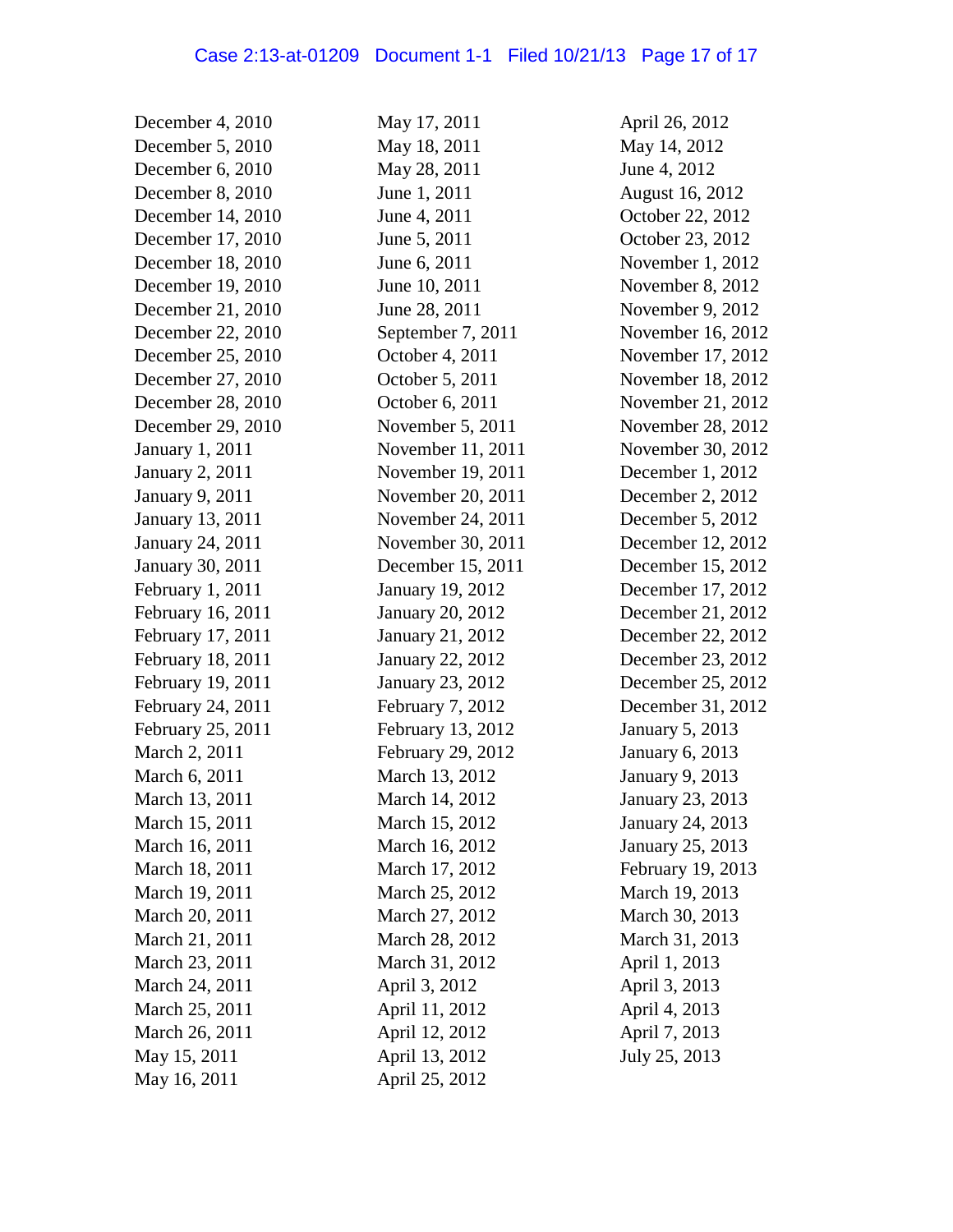December 4, 2010
December 5, 2010
December 6, 2010
December 8, 2010
December 14, 2010
December 17, 2010
December 18, 2010
December 19, 2010
December 21, 2010
December 22, 2010
December 25, 2010
December 27, 2010
December 28, 2010
December 29, 2010
January 1, 2011
January 2, 2011
January 9, 2011
January 13, 2011
January 24, 2011
January 30, 2011
February 1, 2011
February 16, 2011
February 17, 2011
February 18, 2011
February 19, 2011
February 24, 2011
February 25, 2011
March 2, 2011
March 6, 2011
March 13, 2011
March 15, 2011
March 16, 2011
March 18, 2011
March 19, 2011
March 20, 2011
March 21, 2011
March 23, 2011
March 24, 2011
March 25, 2011
March 26, 2011
May 15, 2011
May 16, 2011
May 17, 2011
May 18, 2011
May 28, 2011
June 1, 2011
June 4, 2011
June 5, 2011
June 6, 2011
June 10, 2011
June 28, 2011
September 7, 2011
October 4, 2011
October 5, 2011
October 6, 2011
November 5, 2011
November 11, 2011
November 19, 2011
November 20, 2011
November 24, 2011
November 30, 2011
December 15, 2011
January 19, 2012
January 20, 2012
January 21, 2012
January 22, 2012
January 23, 2012
February 7, 2012
February 13, 2012
February 29, 2012
March 13, 2012
March 14, 2012
March 15, 2012
March 16, 2012
March 17, 2012
March 25, 2012
March 27, 2012
March 28, 2012
March 31, 2012
April 3, 2012
April 11, 2012
April 12, 2012
April 13, 2012
April 25, 2012
April 26, 2012
May 14, 2012
June 4, 2012
August 16, 2012
October 22, 2012
October 23, 2012
November 1, 2012
November 8, 2012
November 9, 2012
November 16, 2012
November 17, 2012
November 18, 2012
November 21, 2012
November 28, 2012
November 30, 2012
December 1, 2012
December 2, 2012
December 5, 2012
December 12, 2012
December 15, 2012
December 17, 2012
December 21, 2012
December 22, 2012
December 23, 2012
December 25, 2012
December 31, 2012
January 5, 2013
January 6, 2013
January 9, 2013
January 23, 2013
January 24, 2013
January 25, 2013
February 19, 2013
March 19, 2013
March 30, 2013
March 31, 2013
April 1, 2013
April 3, 2013
April 4, 2013
April 7, 2013
July 25, 2013